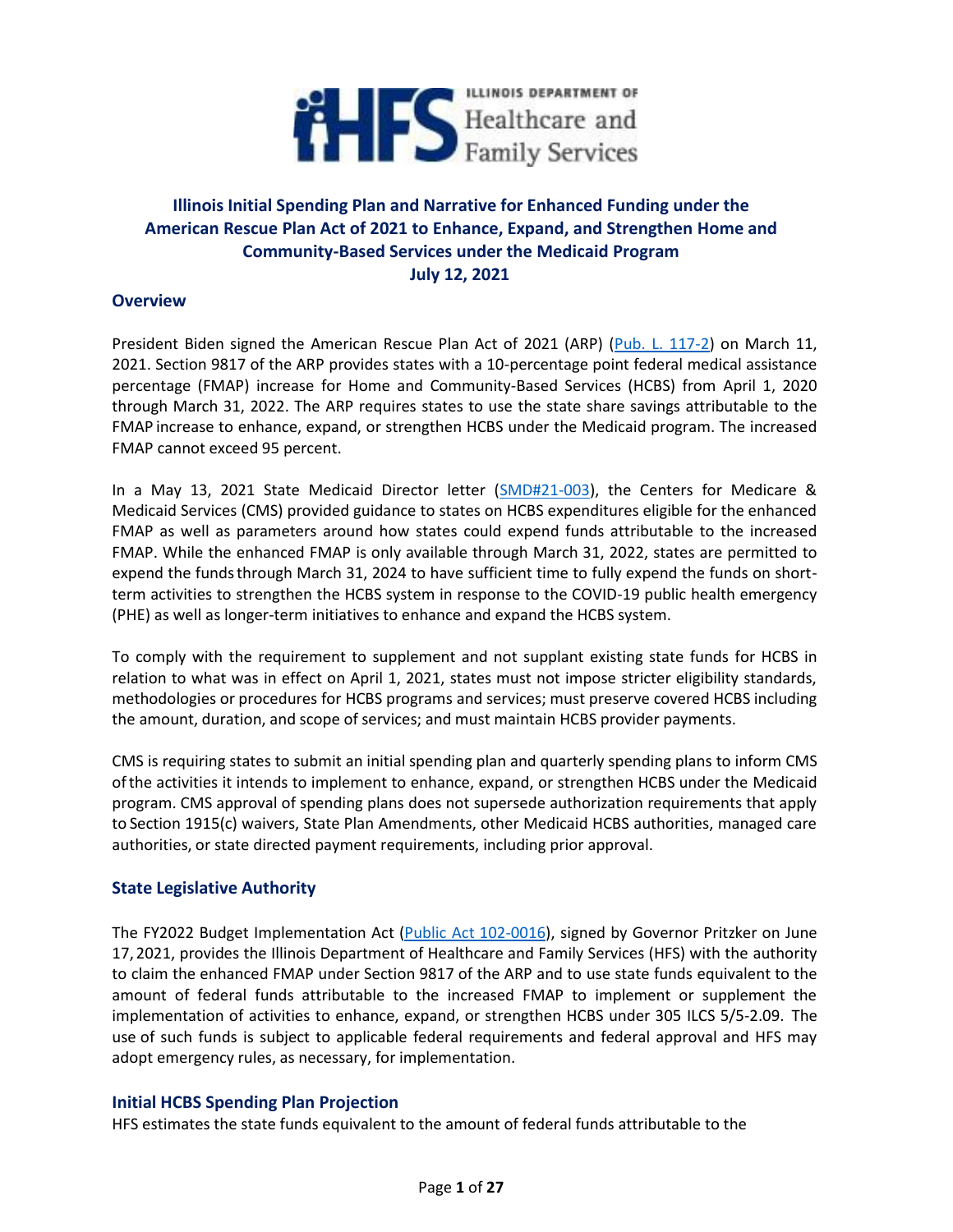# Illinois Initial Spending Plan and Narrative for Enhanced Funding under the American Rescue Plan Act of 2021 to Enhance, Expand, and Strengthen Home and Community-Based Services under the Medicaid Program

**July 12, 2021**

## Overview

President Biden signed the American Rescue Plan Act of 2021 (ARP) (Pub. L. 117-2) on March 11, 2021. Section 9817 of the ARP provides states with a 10-percentage point federal medical assistance percentage (FMAP) increase for Home and Community-Based Services (HCBS) from April 1, 2020 through March 31, 2022. The ARP requires states to use the state share savings attributable to the FMAP increase to enhance, expand, or strengthen HCBS under the Medicaid program. The increased FMAP cannot exceed 95 percent.

In a May 13, 2021 State Medicaid Director letter (SMD#21-003), the Centers for Medicare & Medicaid Services (CMS) provided guidance to states on HCBS expenditures eligible for the enhanced FMAP as well as parameters around how states could expend funds attributable to the increased FMAP. While the enhanced FMAP is only available through March 31, 2022, states are permitted to expend the funds through March 31, 2024 to have sufficient time to fully expend the funds on short-term activities to strengthen the HCBS system in response to the COVID-19 public health emergency (PHE) as well as longer-term initiatives to enhance and expand the HCBS system.

To comply with the requirement to supplement and not supplant existing state funds for HCBS in relation to what was in effect on April 1, 2021, states must not impose stricter eligibility standards, methodologies or procedures for HCBS programs and services; must preserve covered HCBS including the amount, duration, and scope of services; and must maintain HCBS provider payments.

CMS is requiring states to submit an initial spending plan and quarterly spending plans to inform CMS of the activities it intends to implement to enhance, expand, or strengthen HCBS under the Medicaid program. CMS approval of spending plans does not supersede authorization requirements that apply to Section 1915(c) waivers, State Plan Amendments, other Medicaid HCBS authorities, managed care authorities, or state directed payment requirements, including prior approval.

## State Legislative Authority

The FY2022 Budget Implementation Act (Public Act 102-0016), signed by Governor Pritzker on June 17, 2021, provides the Illinois Department of Healthcare and Family Services (HFS) with the authority to claim the enhanced FMAP under Section 9817 of the ARP and to use state funds equivalent to the amount of federal funds attributable to the increased FMAP to implement or supplement the implementation of activities to enhance, expand, or strengthen HCBS under 305 ILCS 5/5-2.09. The use of such funds is subject to applicable federal requirements and federal approval and HFS may adopt emergency rules, as necessary, for implementation.

## Initial HCBS Spending Plan Projection

HFS estimates the state funds equivalent to the amount of federal funds attributable to the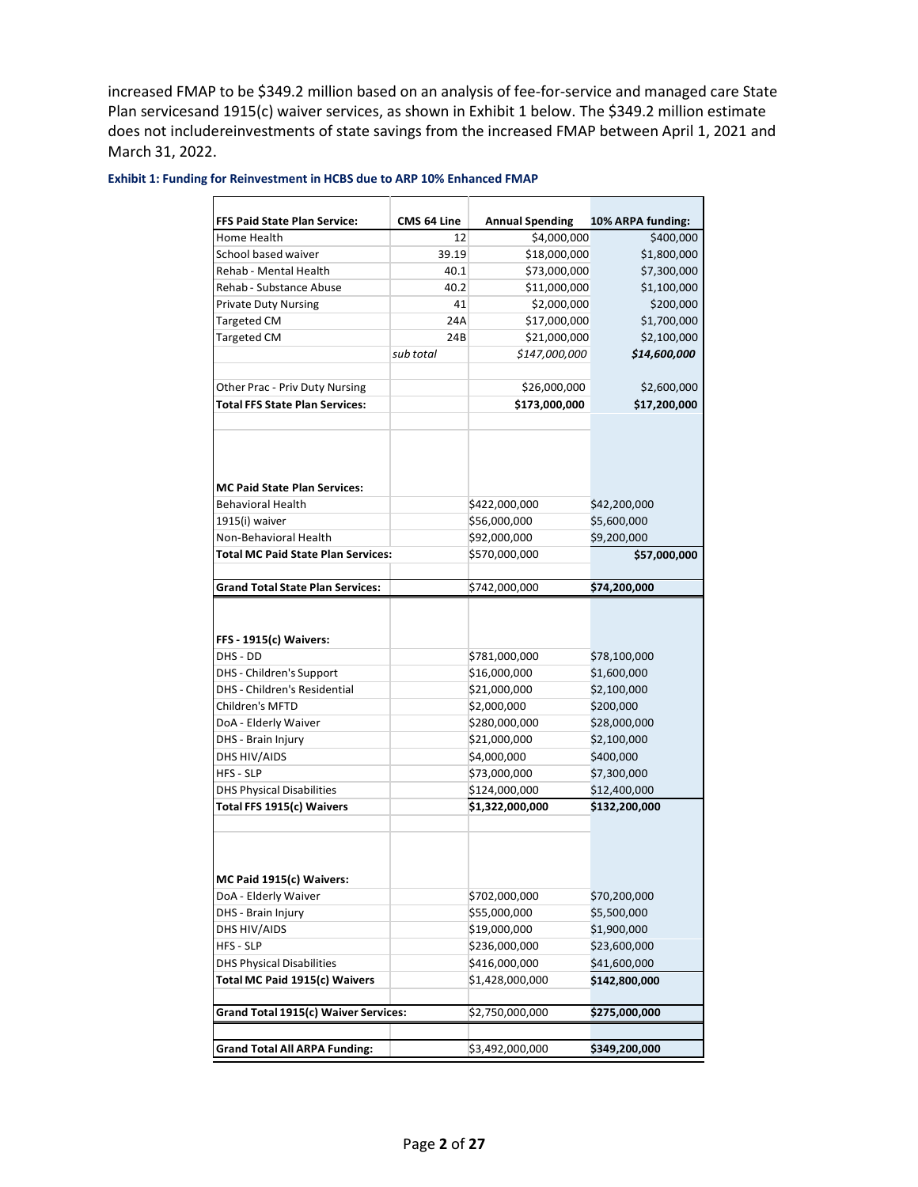increased FMAP to be $349.2 million based on an analysis of fee-for-service and managed care State Plan servicesand 1915(c) waiver services, as shown in Exhibit 1 below. The $349.2 million estimate does not includereinvestments of state savings from the increased FMAP between April 1, 2021 and March 31, 2022.

**Exhibit 1: Funding for Reinvestment in HCBS due to ARP 10% Enhanced FMAP**

| FFS Paid State Plan Service: | CMS 64 Line | Annual Spending | 10% ARPA funding: |
|---|---|---|---|
| Home Health | 12 | $4,000,000 | $400,000 |
| School based waiver | 39.19 | $18,000,000 | $1,800,000 |
| Rehab - Mental Health | 40.1 | $73,000,000 | $7,300,000 |
| Rehab - Substance Abuse | 40.2 | $11,000,000 | $1,100,000 |
| Private Duty Nursing | 41 | $2,000,000 | $200,000 |
| Targeted CM | 24A | $17,000,000 | $1,700,000 |
| Targeted CM | 24B | $21,000,000 | $2,100,000 |
| | *sub total* | *$147,000,000* | ***$14,600,000*** |
| | | | |
| Other Prac - Priv Duty Nursing | | $26,000,000 | $2,600,000 |
| **Total FFS State Plan Services:** | | **$173,000,000** | **$17,200,000** |
| | | | |
| **MC Paid State Plan Services:** | | | |
| Behavioral Health | | $422,000,000 | $42,200,000 |
| 1915(i) waiver | | $56,000,000 | $5,600,000 |
| Non-Behavioral Health | | $92,000,000 | $9,200,000 |
| **Total MC Paid State Plan Services:** | | $570,000,000 | **$57,000,000** |
| | | | |
| **Grand Total State Plan Services:** | | $742,000,000 | **$74,200,000** |
| | | | |
| **FFS - 1915(c) Waivers:** | | | |
| DHS - DD | | $781,000,000 | $78,100,000 |
| DHS - Children's Support | | $16,000,000 | $1,600,000 |
| DHS - Children's Residential | | $21,000,000 | $2,100,000 |
| Children's MFTD | | $2,000,000 | $200,000 |
| DoA - Elderly Waiver | | $280,000,000 | $28,000,000 |
| DHS - Brain Injury | | $21,000,000 | $2,100,000 |
| DHS HIV/AIDS | | $4,000,000 | $400,000 |
| HFS - SLP | | $73,000,000 | $7,300,000 |
| DHS Physical Disabilities | | $124,000,000 | $12,400,000 |
| **Total FFS 1915(c) Waivers** | | **$1,322,000,000** | **$132,200,000** |
| | | | |
| **MC Paid 1915(c) Waivers:** | | | |
| DoA - Elderly Waiver | | $702,000,000 | $70,200,000 |
| DHS - Brain Injury | | $55,000,000 | $5,500,000 |
| DHS HIV/AIDS | | $19,000,000 | $1,900,000 |
| HFS - SLP | | $236,000,000 | $23,600,000 |
| DHS Physical Disabilities | | $416,000,000 | $41,600,000 |
| **Total MC Paid 1915(c) Waivers** | | $1,428,000,000 | **$142,800,000** |
| | | | |
| **Grand Total 1915(c) Waiver Services:** | | $2,750,000,000 | **$275,000,000** |
| | | | |
| **Grand Total All ARPA Funding:** | | $3,492,000,000 | **$349,200,000** |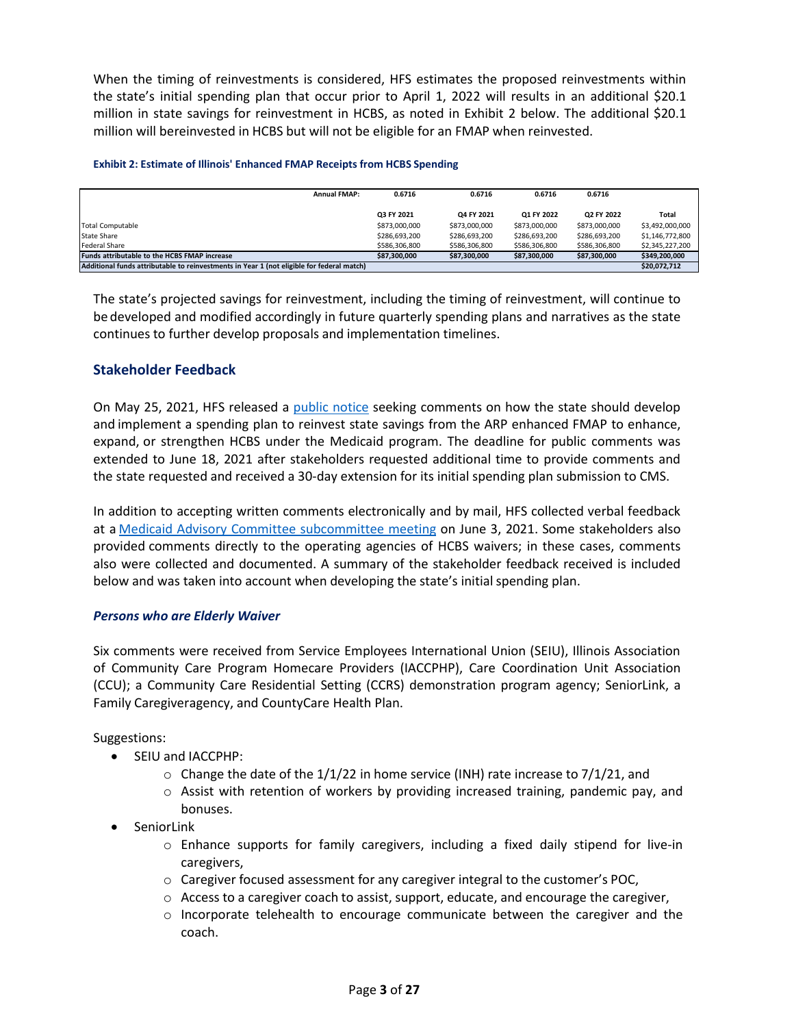When the timing of reinvestments is considered, HFS estimates the proposed reinvestments within the state's initial spending plan that occur prior to April 1, 2022 will results in an additional $20.1 million in state savings for reinvestment in HCBS, as noted in Exhibit 2 below. The additional $20.1 million will bereinvested in HCBS but will not be eligible for an FMAP when reinvested.

**Exhibit 2: Estimate of Illinois' Enhanced FMAP Receipts from HCBS Spending**

| Annual FMAP: | 0.6716 | 0.6716 | 0.6716 | 0.6716 | |
|---|---|---|---|---|---|
| | Q3 FY 2021 | Q4 FY 2021 | Q1 FY 2022 | Q2 FY 2022 | Total |
| Total Computable | $873,000,000 | $873,000,000 | $873,000,000 | $873,000,000 | $3,492,000,000 |
| State Share | $286,693,200 | $286,693,200 | $286,693,200 | $286,693,200 | $1,146,772,800 |
| Federal Share | $586,306,800 | $586,306,800 | $586,306,800 | $586,306,800 | $2,345,227,200 |
| **Funds attributable to the HCBS FMAP increase** | **$87,300,000** | **$87,300,000** | **$87,300,000** | **$87,300,000** | **$349,200,000** |
| **Additional funds attributable to reinvestments in Year 1 (not eligible for federal match)** | | | | | **$20,072,712** |

The state's projected savings for reinvestment, including the timing of reinvestment, will continue to be developed and modified accordingly in future quarterly spending plans and narratives as the state continues to further develop proposals and implementation timelines.

## Stakeholder Feedback

On May 25, 2021, HFS released a public notice seeking comments on how the state should develop and implement a spending plan to reinvest state savings from the ARP enhanced FMAP to enhance, expand, or strengthen HCBS under the Medicaid program. The deadline for public comments was extended to June 18, 2021 after stakeholders requested additional time to provide comments and the state requested and received a 30-day extension for its initial spending plan submission to CMS.

In addition to accepting written comments electronically and by mail, HFS collected verbal feedback at a Medicaid Advisory Committee subcommittee meeting on June 3, 2021. Some stakeholders also provided comments directly to the operating agencies of HCBS waivers; in these cases, comments also were collected and documented. A summary of the stakeholder feedback received is included below and was taken into account when developing the state's initial spending plan.

### *Persons who are Elderly Waiver*

Six comments were received from Service Employees International Union (SEIU), Illinois Association of Community Care Program Homecare Providers (IACCPHP), Care Coordination Unit Association (CCU); a Community Care Residential Setting (CCRS) demonstration program agency; SeniorLink, a Family Caregiveragency, and CountyCare Health Plan.

Suggestions:

- SEIU and IACCPHP:
  - Change the date of the 1/1/22 in home service (INH) rate increase to 7/1/21, and
  - Assist with retention of workers by providing increased training, pandemic pay, and bonuses.
- SeniorLink
  - Enhance supports for family caregivers, including a fixed daily stipend for live-in caregivers,
  - Caregiver focused assessment for any caregiver integral to the customer's POC,
  - Access to a caregiver coach to assist, support, educate, and encourage the caregiver,
  - Incorporate telehealth to encourage communicate between the caregiver and the coach.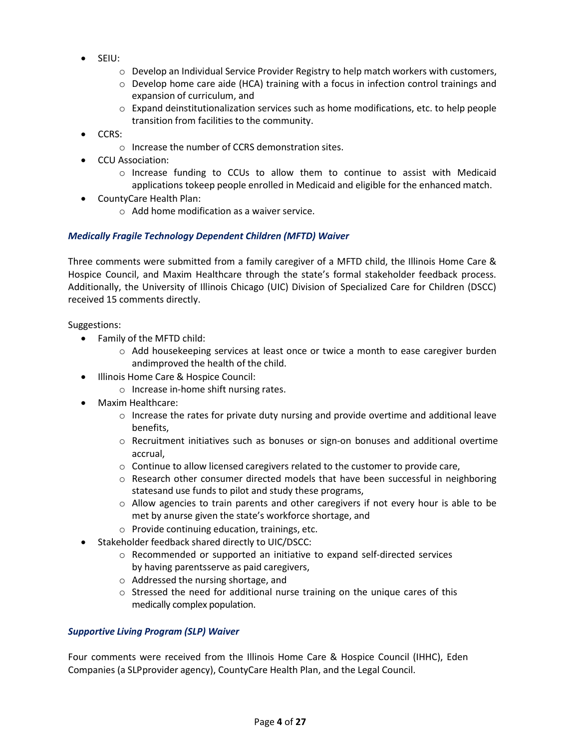- SEIU:
  - Develop an Individual Service Provider Registry to help match workers with customers,
  - Develop home care aide (HCA) training with a focus in infection control trainings and expansion of curriculum, and
  - Expand deinstitutionalization services such as home modifications, etc. to help people transition from facilities to the community.
- CCRS:
  - Increase the number of CCRS demonstration sites.
- CCU Association:
  - Increase funding to CCUs to allow them to continue to assist with Medicaid applications tokeep people enrolled in Medicaid and eligible for the enhanced match.
- CountyCare Health Plan:
  - Add home modification as a waiver service.

### *Medically Fragile Technology Dependent Children (MFTD) Waiver*

Three comments were submitted from a family caregiver of a MFTD child, the Illinois Home Care & Hospice Council, and Maxim Healthcare through the state's formal stakeholder feedback process. Additionally, the University of Illinois Chicago (UIC) Division of Specialized Care for Children (DSCC) received 15 comments directly.

Suggestions:

- Family of the MFTD child:
  - Add housekeeping services at least once or twice a month to ease caregiver burden andimproved the health of the child.
- Illinois Home Care & Hospice Council:
  - Increase in-home shift nursing rates.
- Maxim Healthcare:
  - Increase the rates for private duty nursing and provide overtime and additional leave benefits,
  - Recruitment initiatives such as bonuses or sign-on bonuses and additional overtime accrual,
  - Continue to allow licensed caregivers related to the customer to provide care,
  - Research other consumer directed models that have been successful in neighboring statesand use funds to pilot and study these programs,
  - Allow agencies to train parents and other caregivers if not every hour is able to be met by anurse given the state's workforce shortage, and
  - Provide continuing education, trainings, etc.
- Stakeholder feedback shared directly to UIC/DSCC:
  - Recommended or supported an initiative to expand self-directed services by having parentsserve as paid caregivers,
  - Addressed the nursing shortage, and
  - Stressed the need for additional nurse training on the unique cares of this medically complex population.

### *Supportive Living Program (SLP) Waiver*

Four comments were received from the Illinois Home Care & Hospice Council (IHHC), Eden Companies (a SLPprovider agency), CountyCare Health Plan, and the Legal Council.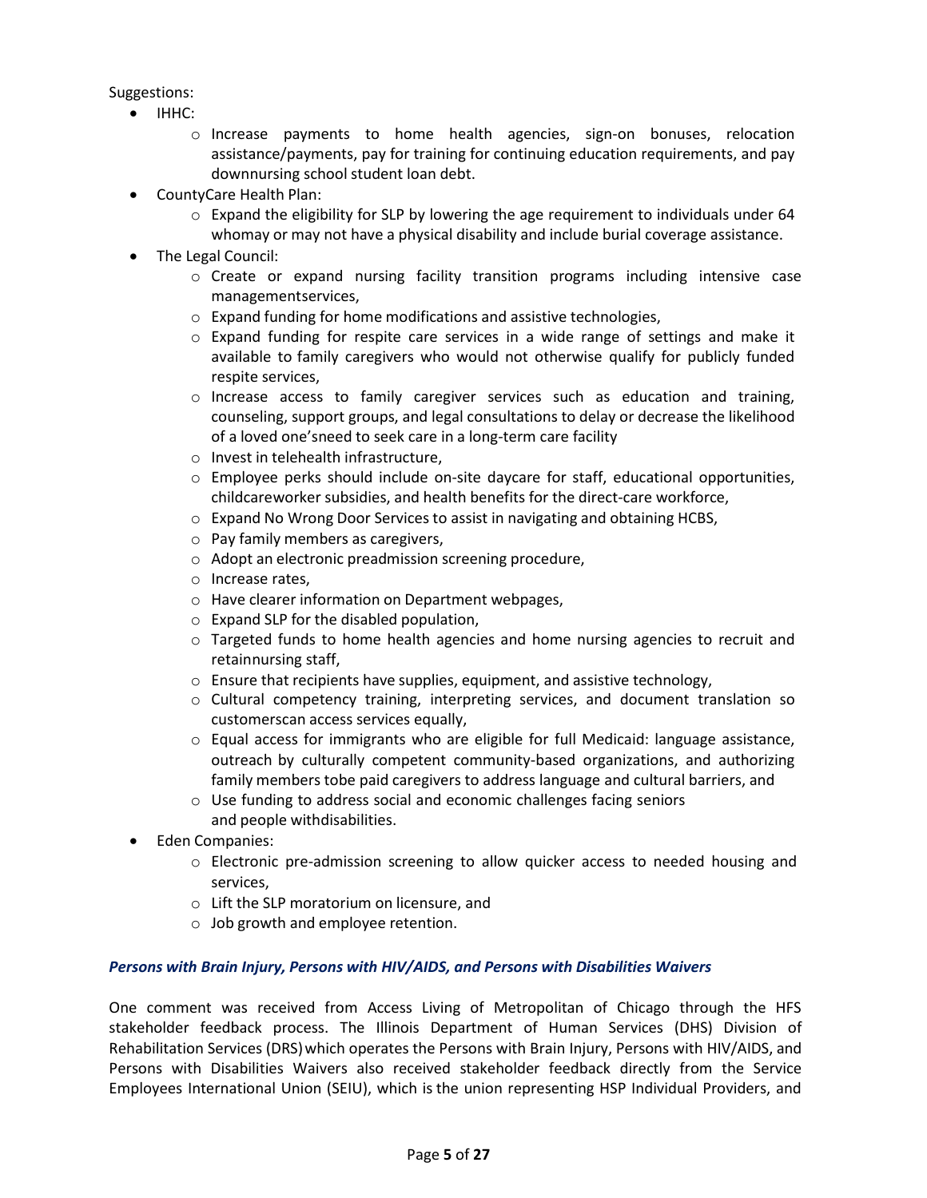Suggestions:

- IHHC:
  - Increase payments to home health agencies, sign-on bonuses, relocation assistance/payments, pay for training for continuing education requirements, and pay downnursing school student loan debt.
- CountyCare Health Plan:
  - Expand the eligibility for SLP by lowering the age requirement to individuals under 64 whomay or may not have a physical disability and include burial coverage assistance.
- The Legal Council:
  - Create or expand nursing facility transition programs including intensive case managementservices,
  - Expand funding for home modifications and assistive technologies,
  - Expand funding for respite care services in a wide range of settings and make it available to family caregivers who would not otherwise qualify for publicly funded respite services,
  - Increase access to family caregiver services such as education and training, counseling, support groups, and legal consultations to delay or decrease the likelihood of a loved one'sneed to seek care in a long-term care facility
  - Invest in telehealth infrastructure,
  - Employee perks should include on-site daycare for staff, educational opportunities, childcareworker subsidies, and health benefits for the direct-care workforce,
  - Expand No Wrong Door Services to assist in navigating and obtaining HCBS,
  - Pay family members as caregivers,
  - Adopt an electronic preadmission screening procedure,
  - Increase rates,
  - Have clearer information on Department webpages,
  - Expand SLP for the disabled population,
  - Targeted funds to home health agencies and home nursing agencies to recruit and retainnursing staff,
  - Ensure that recipients have supplies, equipment, and assistive technology,
  - Cultural competency training, interpreting services, and document translation so customerscan access services equally,
  - Equal access for immigrants who are eligible for full Medicaid: language assistance, outreach by culturally competent community-based organizations, and authorizing family members tobe paid caregivers to address language and cultural barriers, and
  - Use funding to address social and economic challenges facing seniors and people withdisabilities.
- Eden Companies:
  - Electronic pre-admission screening to allow quicker access to needed housing and services,
  - Lift the SLP moratorium on licensure, and
  - Job growth and employee retention.

### *Persons with Brain Injury, Persons with HIV/AIDS, and Persons with Disabilities Waivers*

One comment was received from Access Living of Metropolitan of Chicago through the HFS stakeholder feedback process. The Illinois Department of Human Services (DHS) Division of Rehabilitation Services (DRS) which operates the Persons with Brain Injury, Persons with HIV/AIDS, and Persons with Disabilities Waivers also received stakeholder feedback directly from the Service Employees International Union (SEIU), which is the union representing HSP Individual Providers, and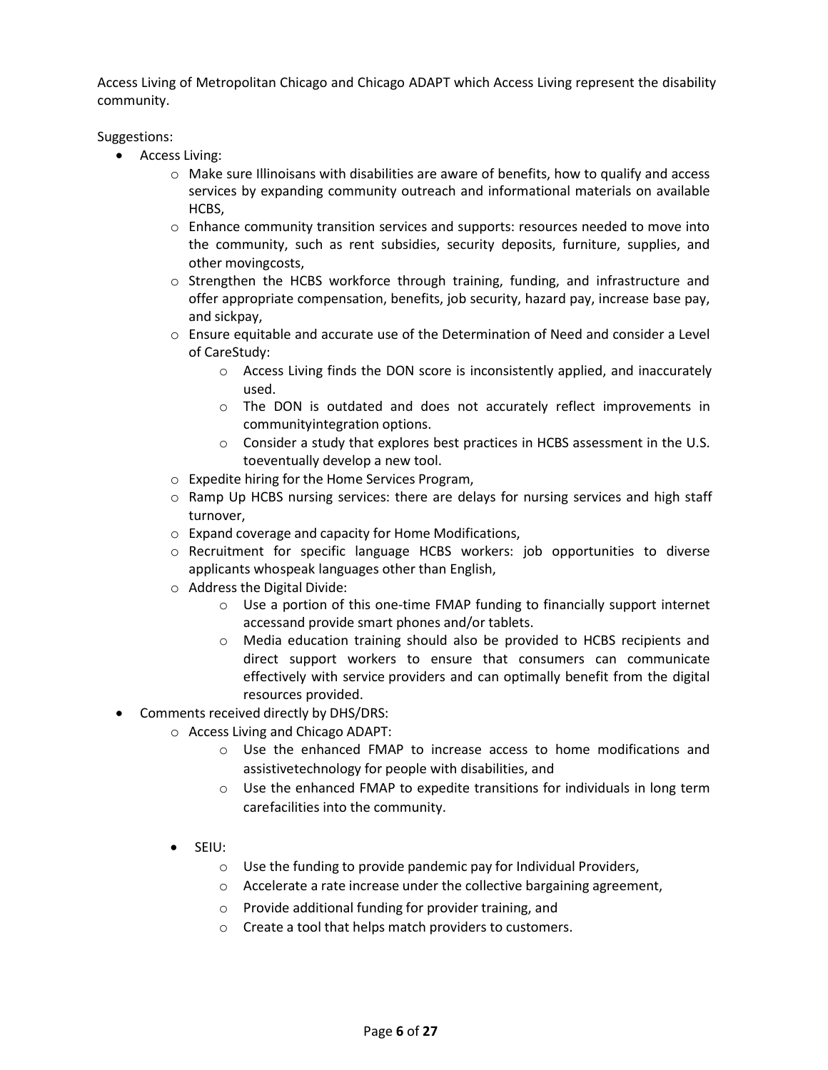Access Living of Metropolitan Chicago and Chicago ADAPT which Access Living represent the disability community.

Suggestions:

- Access Living:
  - Make sure Illinoisans with disabilities are aware of benefits, how to qualify and access services by expanding community outreach and informational materials on available HCBS,
  - Enhance community transition services and supports: resources needed to move into the community, such as rent subsidies, security deposits, furniture, supplies, and other movingcosts,
  - Strengthen the HCBS workforce through training, funding, and infrastructure and offer appropriate compensation, benefits, job security, hazard pay, increase base pay, and sickpay,
  - Ensure equitable and accurate use of the Determination of Need and consider a Level of CareStudy:
    - Access Living finds the DON score is inconsistently applied, and inaccurately used.
    - The DON is outdated and does not accurately reflect improvements in communityintegration options.
    - Consider a study that explores best practices in HCBS assessment in the U.S. toeventually develop a new tool.
  - Expedite hiring for the Home Services Program,
  - Ramp Up HCBS nursing services: there are delays for nursing services and high staff turnover,
  - Expand coverage and capacity for Home Modifications,
  - Recruitment for specific language HCBS workers: job opportunities to diverse applicants whospeak languages other than English,
  - Address the Digital Divide:
    - Use a portion of this one-time FMAP funding to financially support internet accessand provide smart phones and/or tablets.
    - Media education training should also be provided to HCBS recipients and direct support workers to ensure that consumers can communicate effectively with service providers and can optimally benefit from the digital resources provided.
- Comments received directly by DHS/DRS:
  - Access Living and Chicago ADAPT:
    - Use the enhanced FMAP to increase access to home modifications and assistivetechnology for people with disabilities, and
    - Use the enhanced FMAP to expedite transitions for individuals in long term carefacilities into the community.
  - SEIU:
    - Use the funding to provide pandemic pay for Individual Providers,
    - Accelerate a rate increase under the collective bargaining agreement,
    - Provide additional funding for provider training, and
    - Create a tool that helps match providers to customers.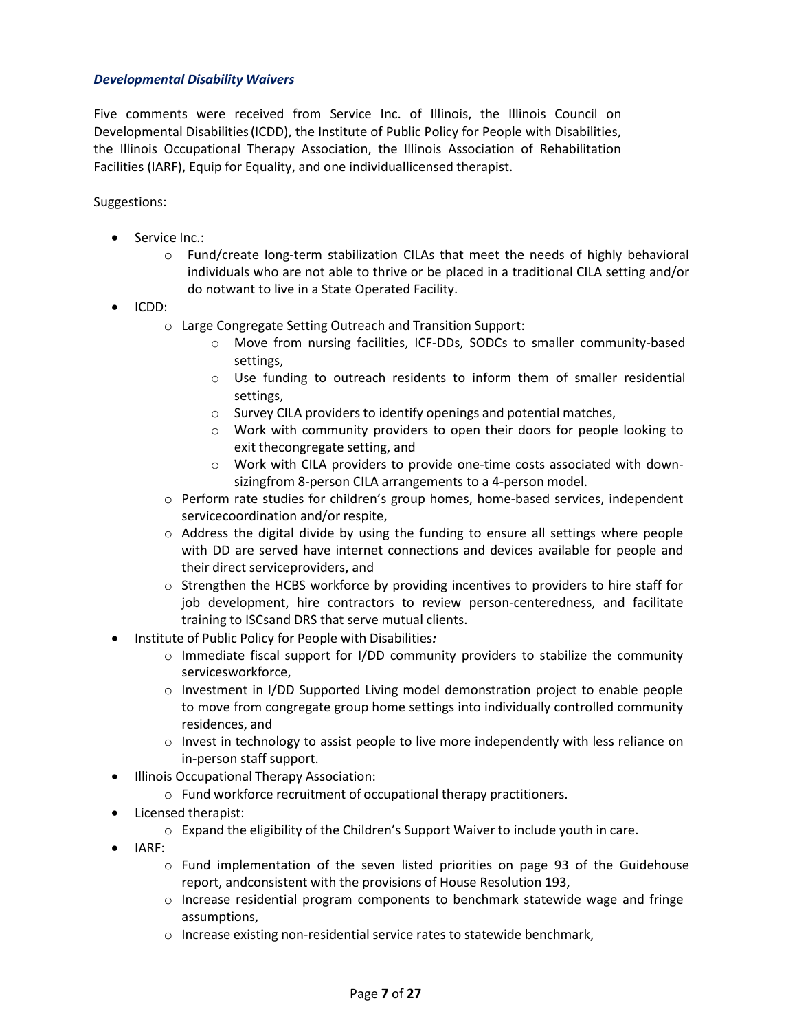***Developmental Disability Waivers***

Five comments were received from Service Inc. of Illinois, the Illinois Council on Developmental Disabilities (ICDD), the Institute of Public Policy for People with Disabilities, the Illinois Occupational Therapy Association, the Illinois Association of Rehabilitation Facilities (IARF), Equip for Equality, and one individuallicensed therapist.

Suggestions:

- Service Inc.:
  - Fund/create long-term stabilization CILAs that meet the needs of highly behavioral individuals who are not able to thrive or be placed in a traditional CILA setting and/or do notwant to live in a State Operated Facility.
- ICDD:
  - Large Congregate Setting Outreach and Transition Support:
    - Move from nursing facilities, ICF-DDs, SODCs to smaller community-based settings,
    - Use funding to outreach residents to inform them of smaller residential settings,
    - Survey CILA providers to identify openings and potential matches,
    - Work with community providers to open their doors for people looking to exit thecongregate setting, and
    - Work with CILA providers to provide one-time costs associated with down-sizingfrom 8-person CILA arrangements to a 4-person model.
  - Perform rate studies for children's group homes, home-based services, independent servicecoordination and/or respite,
  - Address the digital divide by using the funding to ensure all settings where people with DD are served have internet connections and devices available for people and their direct serviceproviders, and
  - Strengthen the HCBS workforce by providing incentives to providers to hire staff for job development, hire contractors to review person-centeredness, and facilitate training to ISCsand DRS that serve mutual clients.
- Institute of Public Policy for People with Disabilities***:***
  - Immediate fiscal support for I/DD community providers to stabilize the community servicesworkforce,
  - Investment in I/DD Supported Living model demonstration project to enable people to move from congregate group home settings into individually controlled community residences, and
  - Invest in technology to assist people to live more independently with less reliance on in-person staff support.
- Illinois Occupational Therapy Association:
  - Fund workforce recruitment of occupational therapy practitioners.
- Licensed therapist:
  - Expand the eligibility of the Children's Support Waiver to include youth in care.
- IARF:
  - Fund implementation of the seven listed priorities on page 93 of the Guidehouse report, andconsistent with the provisions of House Resolution 193,
  - Increase residential program components to benchmark statewide wage and fringe assumptions,
  - Increase existing non-residential service rates to statewide benchmark,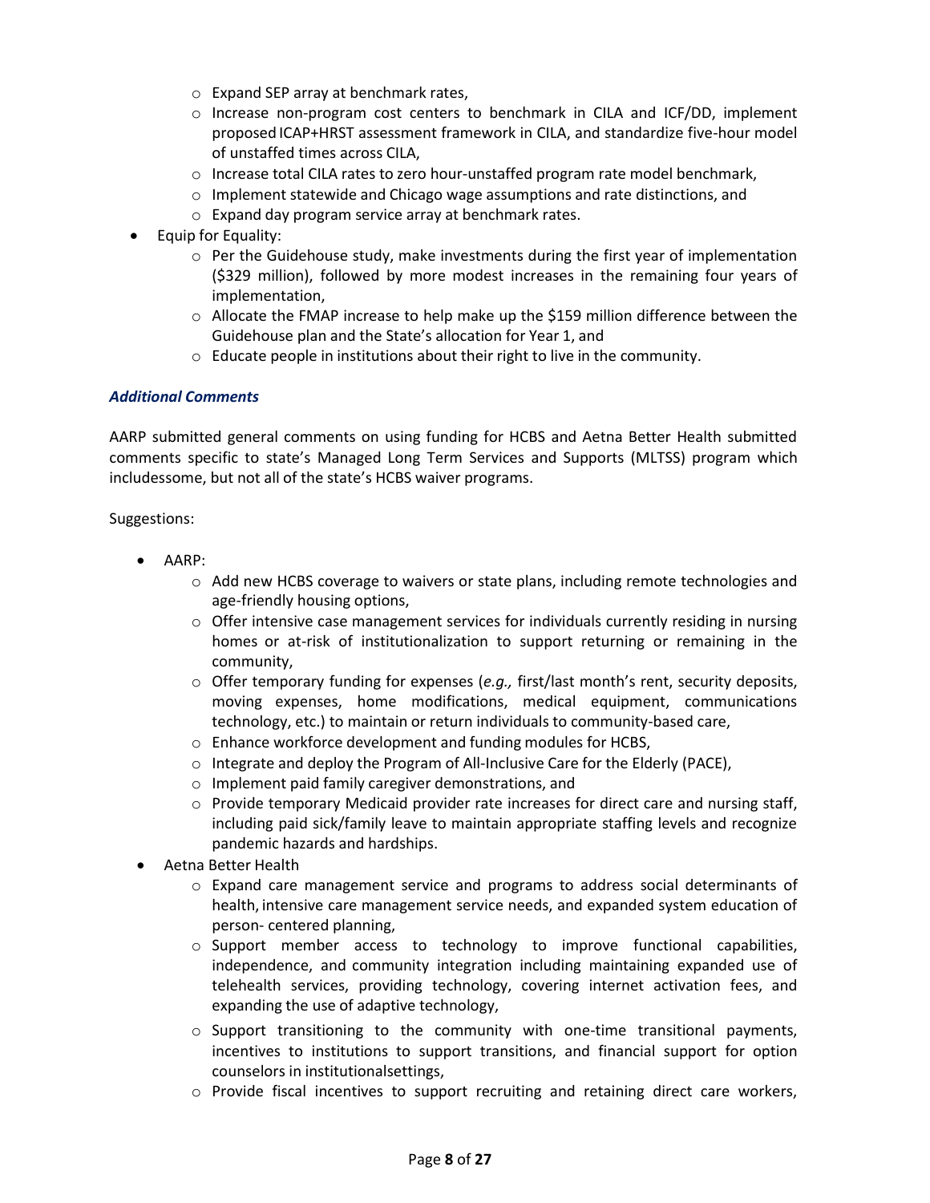- Expand SEP array at benchmark rates,
    - Increase non-program cost centers to benchmark in CILA and ICF/DD, implement proposed ICAP+HRST assessment framework in CILA, and standardize five-hour model of unstaffed times across CILA,
    - Increase total CILA rates to zero hour-unstaffed program rate model benchmark,
    - Implement statewide and Chicago wage assumptions and rate distinctions, and
    - Expand day program service array at benchmark rates.
- Equip for Equality:
    - Per the Guidehouse study, make investments during the first year of implementation ($329 million), followed by more modest increases in the remaining four years of implementation,
    - Allocate the FMAP increase to help make up the $159 million difference between the Guidehouse plan and the State's allocation for Year 1, and
    - Educate people in institutions about their right to live in the community.

### ***Additional Comments***

AARP submitted general comments on using funding for HCBS and Aetna Better Health submitted comments specific to state's Managed Long Term Services and Supports (MLTSS) program which includessome, but not all of the state's HCBS waiver programs.

Suggestions:

- AARP:
    - Add new HCBS coverage to waivers or state plans, including remote technologies and age-friendly housing options,
    - Offer intensive case management services for individuals currently residing in nursing homes or at-risk of institutionalization to support returning or remaining in the community,
    - Offer temporary funding for expenses (*e.g.,* first/last month's rent, security deposits, moving expenses, home modifications, medical equipment, communications technology, etc.) to maintain or return individuals to community-based care,
    - Enhance workforce development and funding modules for HCBS,
    - Integrate and deploy the Program of All-Inclusive Care for the Elderly (PACE),
    - Implement paid family caregiver demonstrations, and
    - Provide temporary Medicaid provider rate increases for direct care and nursing staff, including paid sick/family leave to maintain appropriate staffing levels and recognize pandemic hazards and hardships.
- Aetna Better Health
    - Expand care management service and programs to address social determinants of health, intensive care management service needs, and expanded system education of person- centered planning,
    - Support member access to technology to improve functional capabilities, independence, and community integration including maintaining expanded use of telehealth services, providing technology, covering internet activation fees, and expanding the use of adaptive technology,
    - Support transitioning to the community with one-time transitional payments, incentives to institutions to support transitions, and financial support for option counselors in institutionalsettings,
    - Provide fiscal incentives to support recruiting and retaining direct care workers,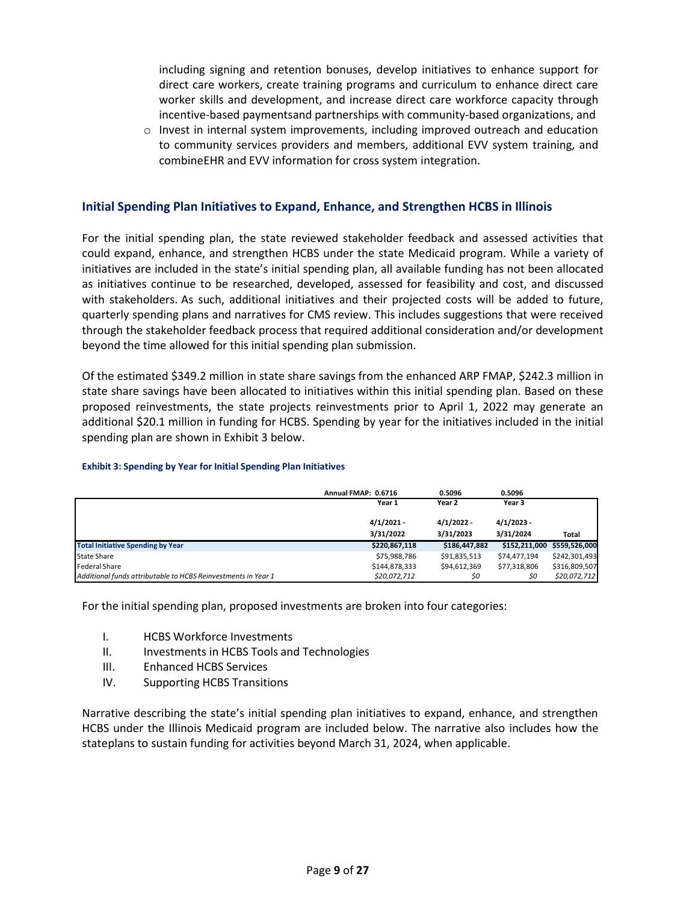including signing and retention bonuses, develop initiatives to enhance support for direct care workers, create training programs and curriculum to enhance direct care worker skills and development, and increase direct care workforce capacity through incentive-based paymentsand partnerships with community-based organizations, and

- Invest in internal system improvements, including improved outreach and education to community services providers and members, additional EVV system training, and combineEHR and EVV information for cross system integration.

## Initial Spending Plan Initiatives to Expand, Enhance, and Strengthen HCBS in Illinois

For the initial spending plan, the state reviewed stakeholder feedback and assessed activities that could expand, enhance, and strengthen HCBS under the state Medicaid program. While a variety of initiatives are included in the state's initial spending plan, all available funding has not been allocated as initiatives continue to be researched, developed, assessed for feasibility and cost, and discussed with stakeholders. As such, additional initiatives and their projected costs will be added to future, quarterly spending plans and narratives for CMS review. This includes suggestions that were received through the stakeholder feedback process that required additional consideration and/or development beyond the time allowed for this initial spending plan submission.

Of the estimated $349.2 million in state share savings from the enhanced ARP FMAP, $242.3 million in state share savings have been allocated to initiatives within this initial spending plan. Based on these proposed reinvestments, the state projects reinvestments prior to April 1, 2022 may generate an additional $20.1 million in funding for HCBS. Spending by year for the initiatives included in the initial spending plan are shown in Exhibit 3 below.

**Exhibit 3: Spending by Year for Initial Spending Plan Initiatives**

| Annual FMAP: | 0.6716 | 0.5096 | 0.5096 | |
|---|---|---|---|---|
| | Year 1<br>4/1/2021 - 3/31/2022 | Year 2<br>4/1/2022 - 3/31/2023 | Year 3<br>4/1/2023 - 3/31/2024 | Total |
| **Total Initiative Spending by Year** | **$220,867,118** | **$186,447,882** | **$152,211,000** | **$559,526,000** |
| State Share | $75,988,786 | $91,835,513 | $74,477,194 | $242,301,493 |
| Federal Share | $144,878,333 | $94,612,369 | $77,318,806 | $316,809,507 |
| *Additional funds attributable to HCBS Reinvestments in Year 1* | *$20,072,712* | *$0* | *$0* | *$20,072,712* |

For the initial spending plan, proposed investments are broken into four categories:

I. HCBS Workforce Investments
II. Investments in HCBS Tools and Technologies
III. Enhanced HCBS Services
IV. Supporting HCBS Transitions

Narrative describing the state's initial spending plan initiatives to expand, enhance, and strengthen HCBS under the Illinois Medicaid program are included below. The narrative also includes how the stateplans to sustain funding for activities beyond March 31, 2024, when applicable.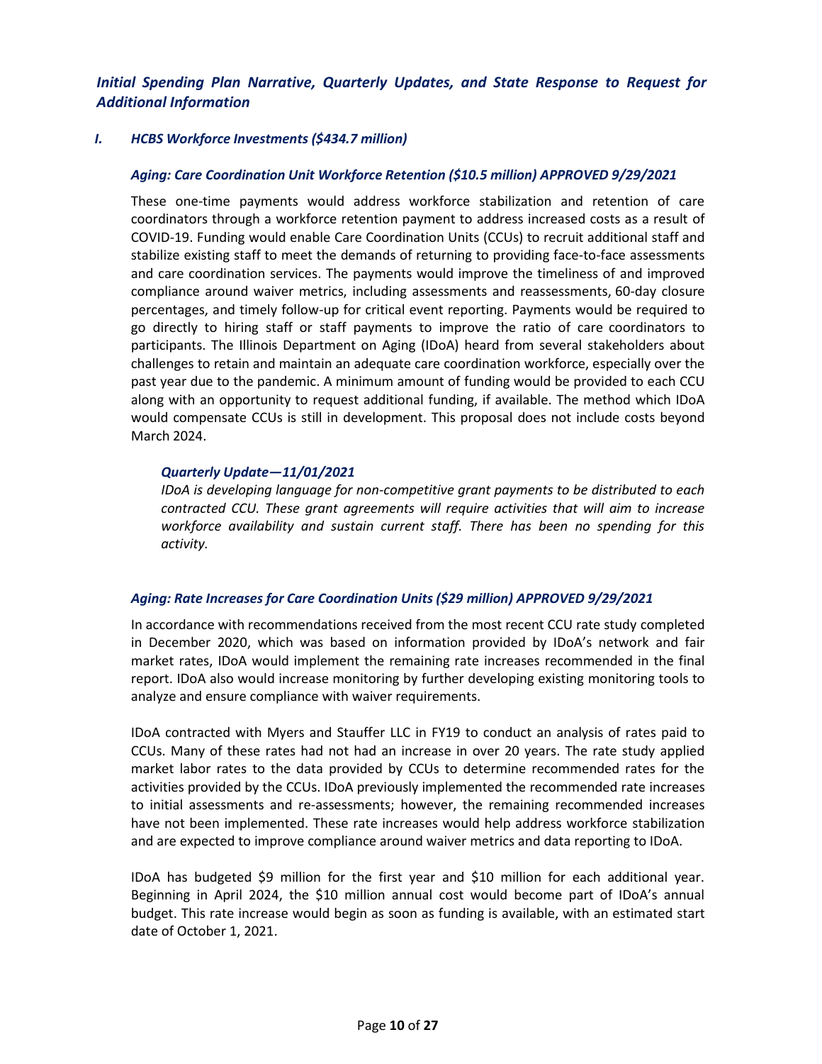## *Initial Spending Plan Narrative, Quarterly Updates, and State Response to Request for Additional Information*

### *I. HCBS Workforce Investments ($434.7 million)*

#### *Aging: Care Coordination Unit Workforce Retention ($10.5 million) APPROVED 9/29/2021*

These one-time payments would address workforce stabilization and retention of care coordinators through a workforce retention payment to address increased costs as a result of COVID-19. Funding would enable Care Coordination Units (CCUs) to recruit additional staff and stabilize existing staff to meet the demands of returning to providing face-to-face assessments and care coordination services. The payments would improve the timeliness of and improved compliance around waiver metrics, including assessments and reassessments, 60-day closure percentages, and timely follow-up for critical event reporting. Payments would be required to go directly to hiring staff or staff payments to improve the ratio of care coordinators to participants. The Illinois Department on Aging (IDoA) heard from several stakeholders about challenges to retain and maintain an adequate care coordination workforce, especially over the past year due to the pandemic. A minimum amount of funding would be provided to each CCU along with an opportunity to request additional funding, if available. The method which IDoA would compensate CCUs is still in development. This proposal does not include costs beyond March 2024.

##### *Quarterly Update—11/01/2021*

*IDoA is developing language for non-competitive grant payments to be distributed to each contracted CCU. These grant agreements will require activities that will aim to increase workforce availability and sustain current staff. There has been no spending for this activity.*

#### *Aging: Rate Increases for Care Coordination Units ($29 million) APPROVED 9/29/2021*

In accordance with recommendations received from the most recent CCU rate study completed in December 2020, which was based on information provided by IDoA's network and fair market rates, IDoA would implement the remaining rate increases recommended in the final report. IDoA also would increase monitoring by further developing existing monitoring tools to analyze and ensure compliance with waiver requirements.

IDoA contracted with Myers and Stauffer LLC in FY19 to conduct an analysis of rates paid to CCUs. Many of these rates had not had an increase in over 20 years. The rate study applied market labor rates to the data provided by CCUs to determine recommended rates for the activities provided by the CCUs. IDoA previously implemented the recommended rate increases to initial assessments and re-assessments; however, the remaining recommended increases have not been implemented. These rate increases would help address workforce stabilization and are expected to improve compliance around waiver metrics and data reporting to IDoA.

IDoA has budgeted $9 million for the first year and $10 million for each additional year. Beginning in April 2024, the $10 million annual cost would become part of IDoA's annual budget. This rate increase would begin as soon as funding is available, with an estimated start date of October 1, 2021.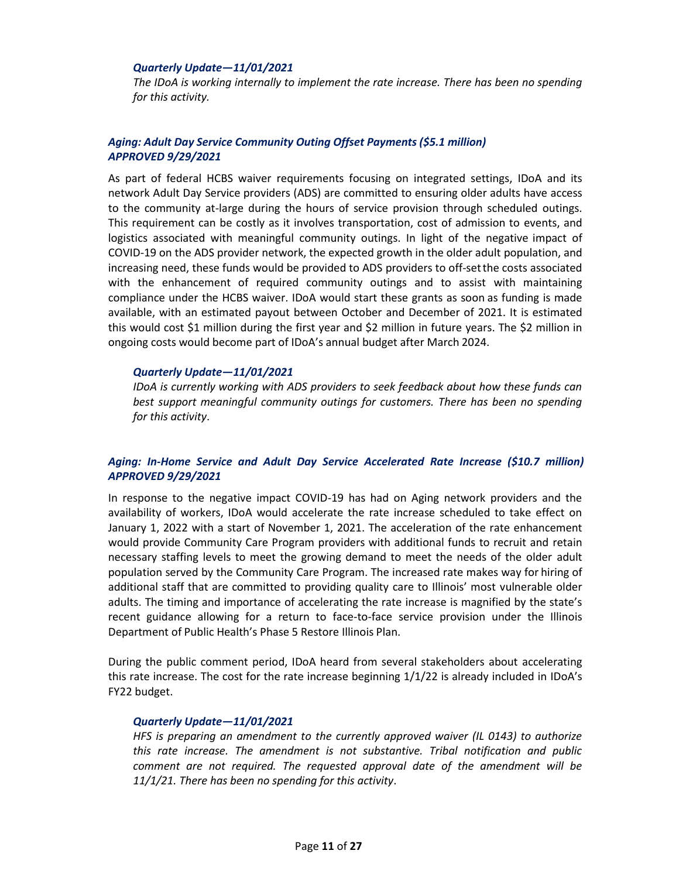*Quarterly Update—11/01/2021*

*The IDoA is working internally to implement the rate increase. There has been no spending for this activity.*

***Aging: Adult Day Service Community Outing Offset Payments ($5.1 million)***
***APPROVED 9/29/2021***

As part of federal HCBS waiver requirements focusing on integrated settings, IDoA and its network Adult Day Service providers (ADS) are committed to ensuring older adults have access to the community at-large during the hours of service provision through scheduled outings. This requirement can be costly as it involves transportation, cost of admission to events, and logistics associated with meaningful community outings. In light of the negative impact of COVID-19 on the ADS provider network, the expected growth in the older adult population, and increasing need, these funds would be provided to ADS providers to off-set the costs associated with the enhancement of required community outings and to assist with maintaining compliance under the HCBS waiver. IDoA would start these grants as soon as funding is made available, with an estimated payout between October and December of 2021. It is estimated this would cost $1 million during the first year and $2 million in future years. The $2 million in ongoing costs would become part of IDoA's annual budget after March 2024.

*Quarterly Update—11/01/2021*

*IDoA is currently working with ADS providers to seek feedback about how these funds can best support meaningful community outings for customers. There has been no spending for this activity.*

***Aging: In-Home Service and Adult Day Service Accelerated Rate Increase ($10.7 million)***
***APPROVED 9/29/2021***

In response to the negative impact COVID-19 has had on Aging network providers and the availability of workers, IDoA would accelerate the rate increase scheduled to take effect on January 1, 2022 with a start of November 1, 2021. The acceleration of the rate enhancement would provide Community Care Program providers with additional funds to recruit and retain necessary staffing levels to meet the growing demand to meet the needs of the older adult population served by the Community Care Program. The increased rate makes way for hiring of additional staff that are committed to providing quality care to Illinois' most vulnerable older adults. The timing and importance of accelerating the rate increase is magnified by the state's recent guidance allowing for a return to face-to-face service provision under the Illinois Department of Public Health's Phase 5 Restore Illinois Plan.

During the public comment period, IDoA heard from several stakeholders about accelerating this rate increase. The cost for the rate increase beginning 1/1/22 is already included in IDoA's FY22 budget.

*Quarterly Update—11/01/2021*

*HFS is preparing an amendment to the currently approved waiver (IL 0143) to authorize this rate increase. The amendment is not substantive. Tribal notification and public comment are not required. The requested approval date of the amendment will be 11/1/21. There has been no spending for this activity.*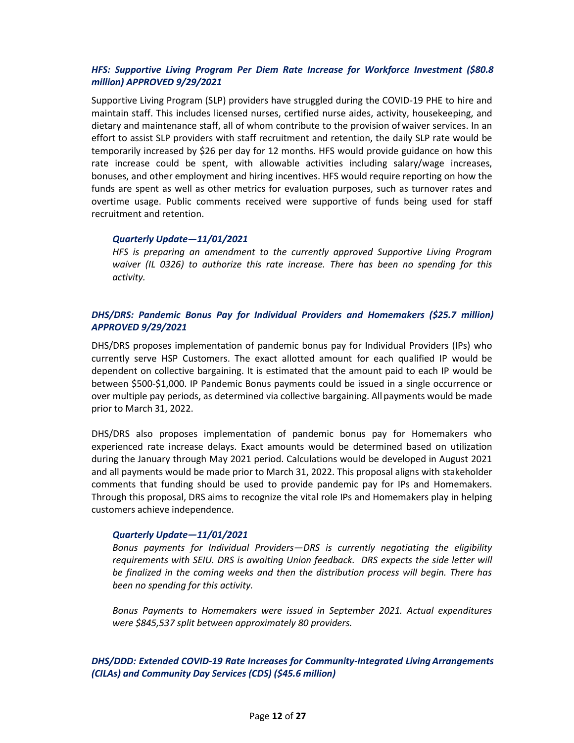### *HFS: Supportive Living Program Per Diem Rate Increase for Workforce Investment ($80.8 million) APPROVED 9/29/2021*

Supportive Living Program (SLP) providers have struggled during the COVID-19 PHE to hire and maintain staff. This includes licensed nurses, certified nurse aides, activity, housekeeping, and dietary and maintenance staff, all of whom contribute to the provision of waiver services. In an effort to assist SLP providers with staff recruitment and retention, the daily SLP rate would be temporarily increased by $26 per day for 12 months. HFS would provide guidance on how this rate increase could be spent, with allowable activities including salary/wage increases, bonuses, and other employment and hiring incentives. HFS would require reporting on how the funds are spent as well as other metrics for evaluation purposes, such as turnover rates and overtime usage. Public comments received were supportive of funds being used for staff recruitment and retention.

> ***Quarterly Update—11/01/2021***
>
> *HFS is preparing an amendment to the currently approved Supportive Living Program waiver (IL 0326) to authorize this rate increase. There has been no spending for this activity.*

### *DHS/DRS: Pandemic Bonus Pay for Individual Providers and Homemakers ($25.7 million) APPROVED 9/29/2021*

DHS/DRS proposes implementation of pandemic bonus pay for Individual Providers (IPs) who currently serve HSP Customers. The exact allotted amount for each qualified IP would be dependent on collective bargaining. It is estimated that the amount paid to each IP would be between $500-$1,000. IP Pandemic Bonus payments could be issued in a single occurrence or over multiple pay periods, as determined via collective bargaining. All payments would be made prior to March 31, 2022.

DHS/DRS also proposes implementation of pandemic bonus pay for Homemakers who experienced rate increase delays. Exact amounts would be determined based on utilization during the January through May 2021 period. Calculations would be developed in August 2021 and all payments would be made prior to March 31, 2022. This proposal aligns with stakeholder comments that funding should be used to provide pandemic pay for IPs and Homemakers. Through this proposal, DRS aims to recognize the vital role IPs and Homemakers play in helping customers achieve independence.

> ***Quarterly Update—11/01/2021***
>
> *Bonus payments for Individual Providers—DRS is currently negotiating the eligibility requirements with SEIU. DRS is awaiting Union feedback. DRS expects the side letter will be finalized in the coming weeks and then the distribution process will begin. There has been no spending for this activity.*
>
> *Bonus Payments to Homemakers were issued in September 2021. Actual expenditures were $845,537 split between approximately 80 providers.*

### *DHS/DDD: Extended COVID-19 Rate Increases for Community-Integrated Living Arrangements (CILAs) and Community Day Services (CDS) ($45.6 million)*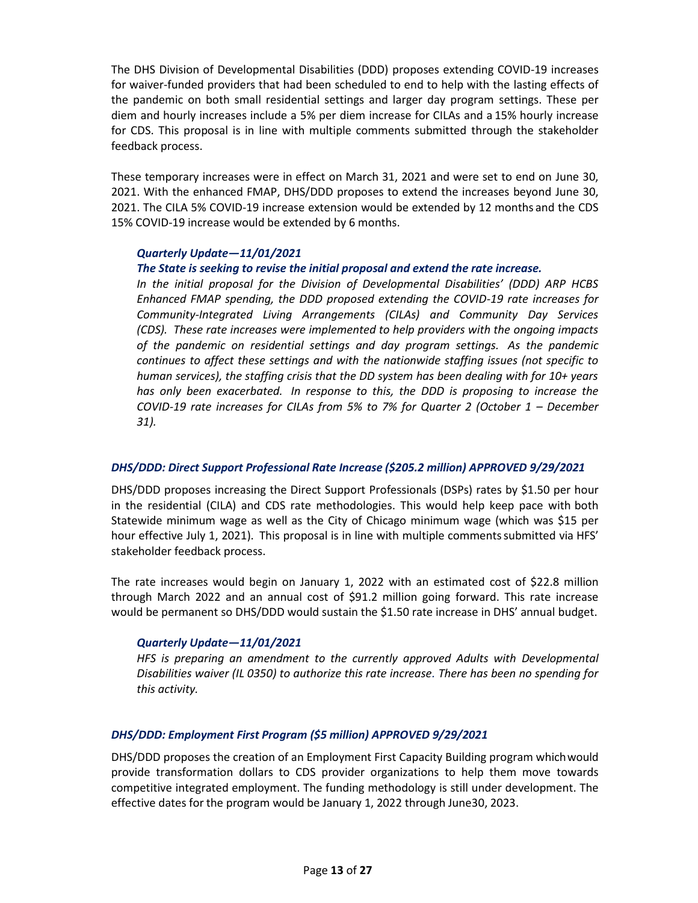The DHS Division of Developmental Disabilities (DDD) proposes extending COVID-19 increases for waiver-funded providers that had been scheduled to end to help with the lasting effects of the pandemic on both small residential settings and larger day program settings. These per diem and hourly increases include a 5% per diem increase for CILAs and a 15% hourly increase for CDS. This proposal is in line with multiple comments submitted through the stakeholder feedback process.

These temporary increases were in effect on March 31, 2021 and were set to end on June 30, 2021. With the enhanced FMAP, DHS/DDD proposes to extend the increases beyond June 30, 2021. The CILA 5% COVID-19 increase extension would be extended by 12 months and the CDS 15% COVID-19 increase would be extended by 6 months.

> ***Quarterly Update—11/01/2021***
>
> ***The State is seeking to revise the initial proposal and extend the rate increase.***
>
> *In the initial proposal for the Division of Developmental Disabilities' (DDD) ARP HCBS Enhanced FMAP spending, the DDD proposed extending the COVID-19 rate increases for Community-Integrated Living Arrangements (CILAs) and Community Day Services (CDS). These rate increases were implemented to help providers with the ongoing impacts of the pandemic on residential settings and day program settings. As the pandemic continues to affect these settings and with the nationwide staffing issues (not specific to human services), the staffing crisis that the DD system has been dealing with for 10+ years has only been exacerbated. In response to this, the DDD is proposing to increase the COVID-19 rate increases for CILAs from 5% to 7% for Quarter 2 (October 1 – December 31).*

### *DHS/DDD: Direct Support Professional Rate Increase ($205.2 million) APPROVED 9/29/2021*

DHS/DDD proposes increasing the Direct Support Professionals (DSPs) rates by $1.50 per hour in the residential (CILA) and CDS rate methodologies. This would help keep pace with both Statewide minimum wage as well as the City of Chicago minimum wage (which was $15 per hour effective July 1, 2021). This proposal is in line with multiple comments submitted via HFS' stakeholder feedback process.

The rate increases would begin on January 1, 2022 with an estimated cost of $22.8 million through March 2022 and an annual cost of $91.2 million going forward. This rate increase would be permanent so DHS/DDD would sustain the $1.50 rate increase in DHS' annual budget.

> ***Quarterly Update—11/01/2021***
>
> *HFS is preparing an amendment to the currently approved Adults with Developmental Disabilities waiver (IL 0350) to authorize this rate increase. There has been no spending for this activity.*

### *DHS/DDD: Employment First Program ($5 million) APPROVED 9/29/2021*

DHS/DDD proposes the creation of an Employment First Capacity Building program which would provide transformation dollars to CDS provider organizations to help them move towards competitive integrated employment. The funding methodology is still under development. The effective dates for the program would be January 1, 2022 through June30, 2023.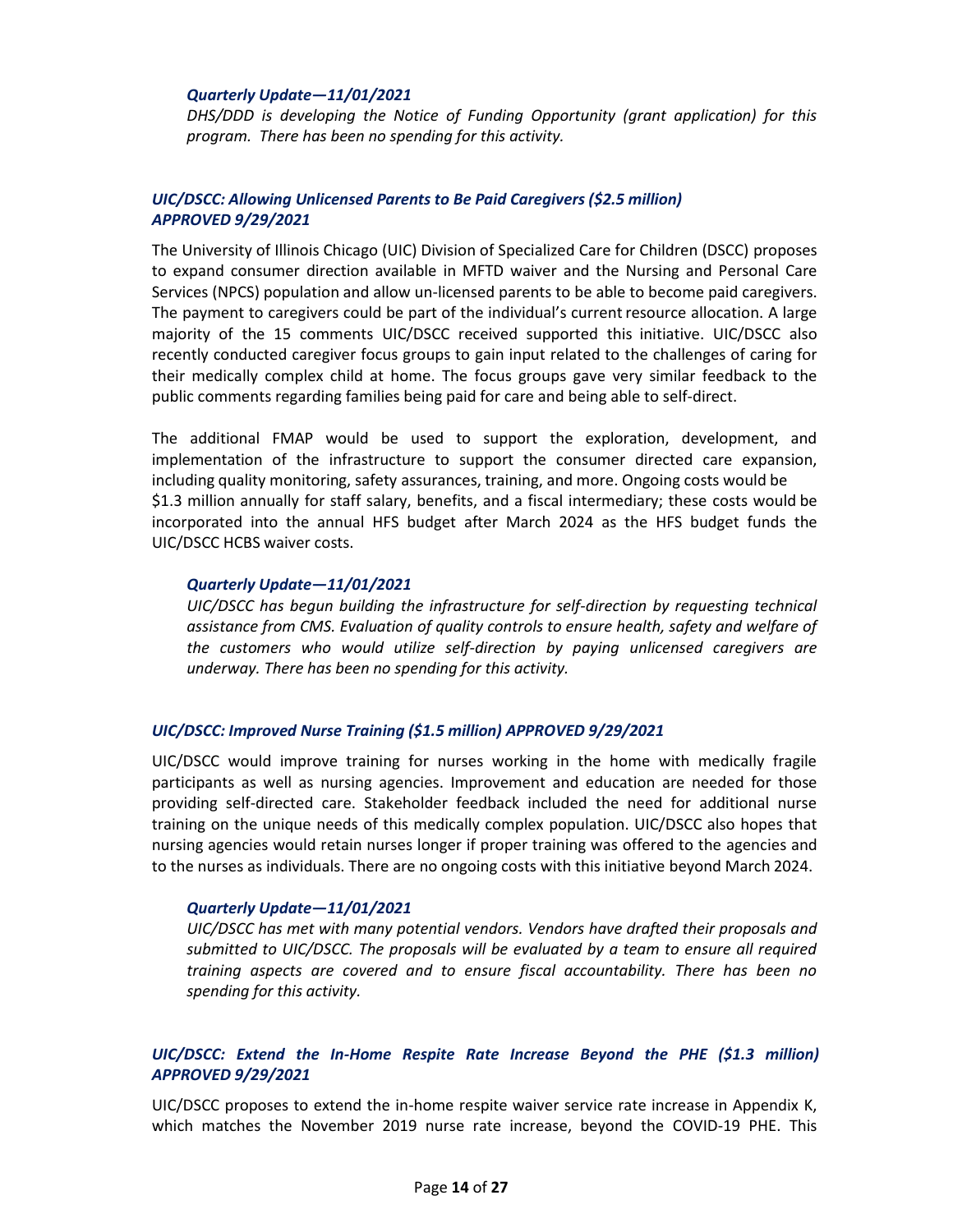*Quarterly Update—11/01/2021*

*DHS/DDD is developing the Notice of Funding Opportunity (grant application) for this program. There has been no spending for this activity.*

### *UIC/DSCC: Allowing Unlicensed Parents to Be Paid Caregivers ($2.5 million) APPROVED 9/29/2021*

The University of Illinois Chicago (UIC) Division of Specialized Care for Children (DSCC) proposes to expand consumer direction available in MFTD waiver and the Nursing and Personal Care Services (NPCS) population and allow un-licensed parents to be able to become paid caregivers. The payment to caregivers could be part of the individual's current resource allocation. A large majority of the 15 comments UIC/DSCC received supported this initiative. UIC/DSCC also recently conducted caregiver focus groups to gain input related to the challenges of caring for their medically complex child at home. The focus groups gave very similar feedback to the public comments regarding families being paid for care and being able to self-direct.

The additional FMAP would be used to support the exploration, development, and implementation of the infrastructure to support the consumer directed care expansion, including quality monitoring, safety assurances, training, and more. Ongoing costs would be $1.3 million annually for staff salary, benefits, and a fiscal intermediary; these costs would be incorporated into the annual HFS budget after March 2024 as the HFS budget funds the UIC/DSCC HCBS waiver costs.

*Quarterly Update—11/01/2021*

*UIC/DSCC has begun building the infrastructure for self-direction by requesting technical assistance from CMS. Evaluation of quality controls to ensure health, safety and welfare of the customers who would utilize self-direction by paying unlicensed caregivers are underway. There has been no spending for this activity.*

### *UIC/DSCC: Improved Nurse Training ($1.5 million) APPROVED 9/29/2021*

UIC/DSCC would improve training for nurses working in the home with medically fragile participants as well as nursing agencies. Improvement and education are needed for those providing self-directed care. Stakeholder feedback included the need for additional nurse training on the unique needs of this medically complex population. UIC/DSCC also hopes that nursing agencies would retain nurses longer if proper training was offered to the agencies and to the nurses as individuals. There are no ongoing costs with this initiative beyond March 2024.

*Quarterly Update—11/01/2021*

*UIC/DSCC has met with many potential vendors. Vendors have drafted their proposals and submitted to UIC/DSCC. The proposals will be evaluated by a team to ensure all required training aspects are covered and to ensure fiscal accountability. There has been no spending for this activity.*

### *UIC/DSCC: Extend the In-Home Respite Rate Increase Beyond the PHE ($1.3 million) APPROVED 9/29/2021*

UIC/DSCC proposes to extend the in-home respite waiver service rate increase in Appendix K, which matches the November 2019 nurse rate increase, beyond the COVID-19 PHE. This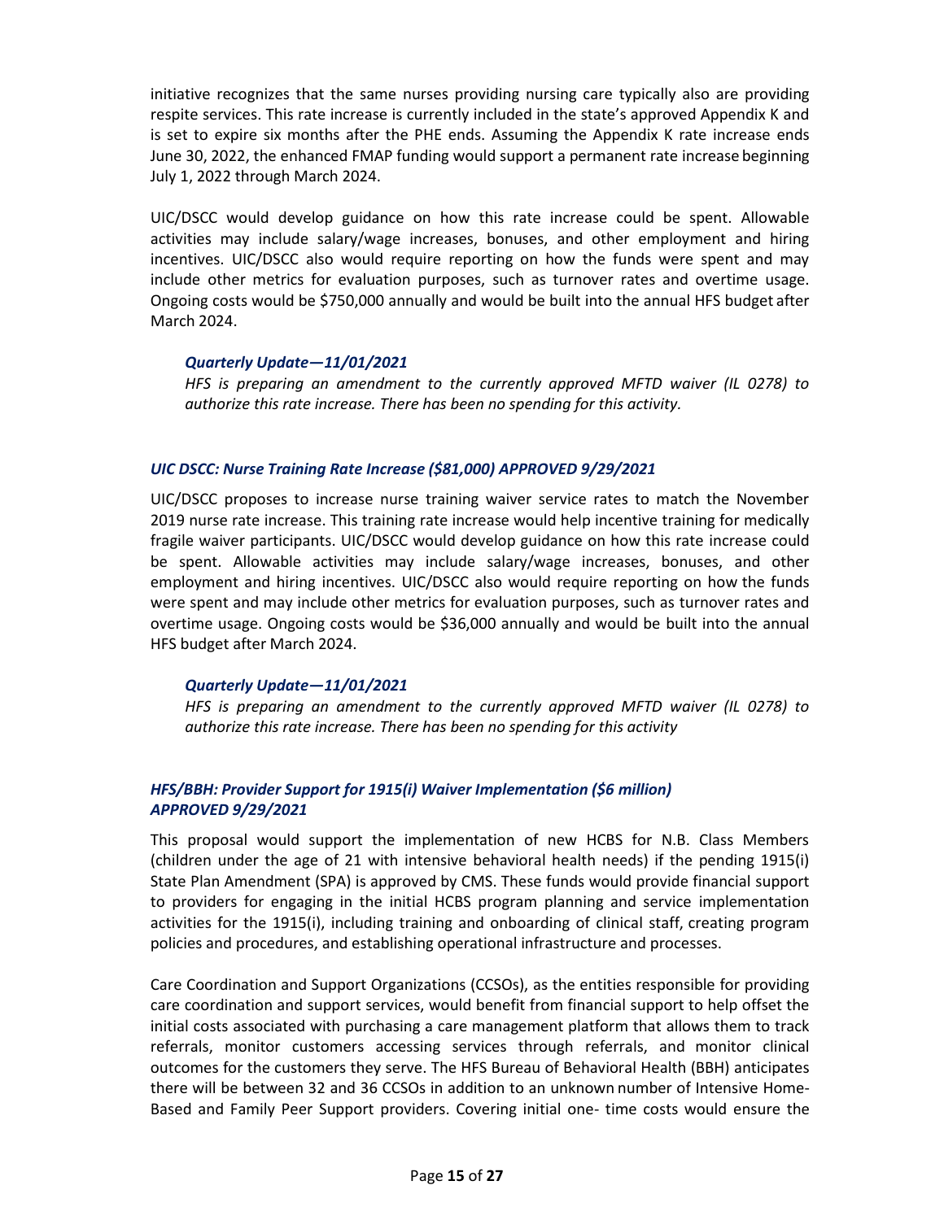initiative recognizes that the same nurses providing nursing care typically also are providing respite services. This rate increase is currently included in the state's approved Appendix K and is set to expire six months after the PHE ends. Assuming the Appendix K rate increase ends June 30, 2022, the enhanced FMAP funding would support a permanent rate increase beginning July 1, 2022 through March 2024.

UIC/DSCC would develop guidance on how this rate increase could be spent. Allowable activities may include salary/wage increases, bonuses, and other employment and hiring incentives. UIC/DSCC also would require reporting on how the funds were spent and may include other metrics for evaluation purposes, such as turnover rates and overtime usage. Ongoing costs would be $750,000 annually and would be built into the annual HFS budget after March 2024.

> ***Quarterly Update—11/01/2021***
>
> *HFS is preparing an amendment to the currently approved MFTD waiver (IL 0278) to authorize this rate increase. There has been no spending for this activity.*

### *UIC DSCC: Nurse Training Rate Increase ($81,000) APPROVED 9/29/2021*

UIC/DSCC proposes to increase nurse training waiver service rates to match the November 2019 nurse rate increase. This training rate increase would help incentive training for medically fragile waiver participants. UIC/DSCC would develop guidance on how this rate increase could be spent. Allowable activities may include salary/wage increases, bonuses, and other employment and hiring incentives. UIC/DSCC also would require reporting on how the funds were spent and may include other metrics for evaluation purposes, such as turnover rates and overtime usage. Ongoing costs would be $36,000 annually and would be built into the annual HFS budget after March 2024.

> ***Quarterly Update—11/01/2021***
>
> *HFS is preparing an amendment to the currently approved MFTD waiver (IL 0278) to authorize this rate increase. There has been no spending for this activity*

### *HFS/BBH: Provider Support for 1915(i) Waiver Implementation ($6 million) APPROVED 9/29/2021*

This proposal would support the implementation of new HCBS for N.B. Class Members (children under the age of 21 with intensive behavioral health needs) if the pending 1915(i) State Plan Amendment (SPA) is approved by CMS. These funds would provide financial support to providers for engaging in the initial HCBS program planning and service implementation activities for the 1915(i), including training and onboarding of clinical staff, creating program policies and procedures, and establishing operational infrastructure and processes.

Care Coordination and Support Organizations (CCSOs), as the entities responsible for providing care coordination and support services, would benefit from financial support to help offset the initial costs associated with purchasing a care management platform that allows them to track referrals, monitor customers accessing services through referrals, and monitor clinical outcomes for the customers they serve. The HFS Bureau of Behavioral Health (BBH) anticipates there will be between 32 and 36 CCSOs in addition to an unknown number of Intensive Home-Based and Family Peer Support providers. Covering initial one- time costs would ensure the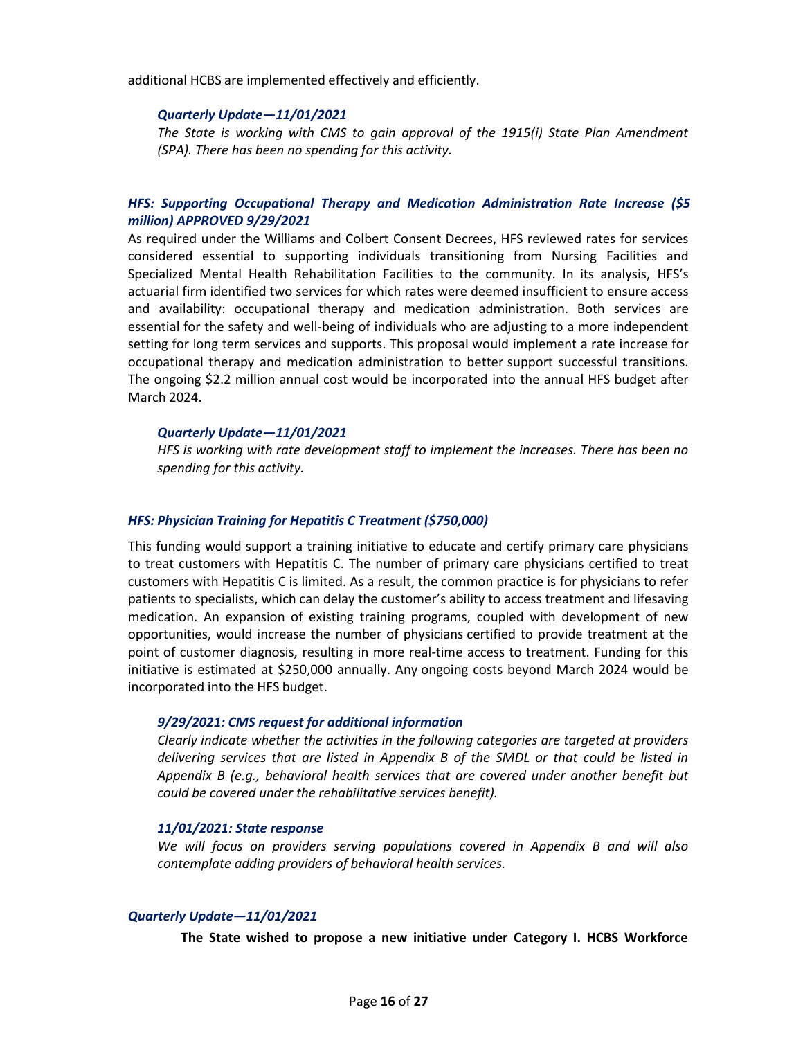additional HCBS are implemented effectively and efficiently.

> ***Quarterly Update—11/01/2021***
>
> *The State is working with CMS to gain approval of the 1915(i) State Plan Amendment (SPA). There has been no spending for this activity.*

### *HFS: Supporting Occupational Therapy and Medication Administration Rate Increase ($5 million) APPROVED 9/29/2021*

As required under the Williams and Colbert Consent Decrees, HFS reviewed rates for services considered essential to supporting individuals transitioning from Nursing Facilities and Specialized Mental Health Rehabilitation Facilities to the community. In its analysis, HFS's actuarial firm identified two services for which rates were deemed insufficient to ensure access and availability: occupational therapy and medication administration. Both services are essential for the safety and well-being of individuals who are adjusting to a more independent setting for long term services and supports. This proposal would implement a rate increase for occupational therapy and medication administration to better support successful transitions. The ongoing $2.2 million annual cost would be incorporated into the annual HFS budget after March 2024.

> ***Quarterly Update—11/01/2021***
>
> *HFS is working with rate development staff to implement the increases. There has been no spending for this activity.*

### *HFS: Physician Training for Hepatitis C Treatment ($750,000)*

This funding would support a training initiative to educate and certify primary care physicians to treat customers with Hepatitis C. The number of primary care physicians certified to treat customers with Hepatitis C is limited. As a result, the common practice is for physicians to refer patients to specialists, which can delay the customer's ability to access treatment and lifesaving medication. An expansion of existing training programs, coupled with development of new opportunities, would increase the number of physicians certified to provide treatment at the point of customer diagnosis, resulting in more real-time access to treatment. Funding for this initiative is estimated at $250,000 annually. Any ongoing costs beyond March 2024 would be incorporated into the HFS budget.

> ***9/29/2021: CMS request for additional information***
>
> *Clearly indicate whether the activities in the following categories are targeted at providers delivering services that are listed in Appendix B of the SMDL or that could be listed in Appendix B (e.g., behavioral health services that are covered under another benefit but could be covered under the rehabilitative services benefit).*

> ***11/01/2021: State response***
>
> *We will focus on providers serving populations covered in Appendix B and will also contemplate adding providers of behavioral health services.*

***Quarterly Update—11/01/2021***

**The State wished to propose a new initiative under Category I. HCBS Workforce**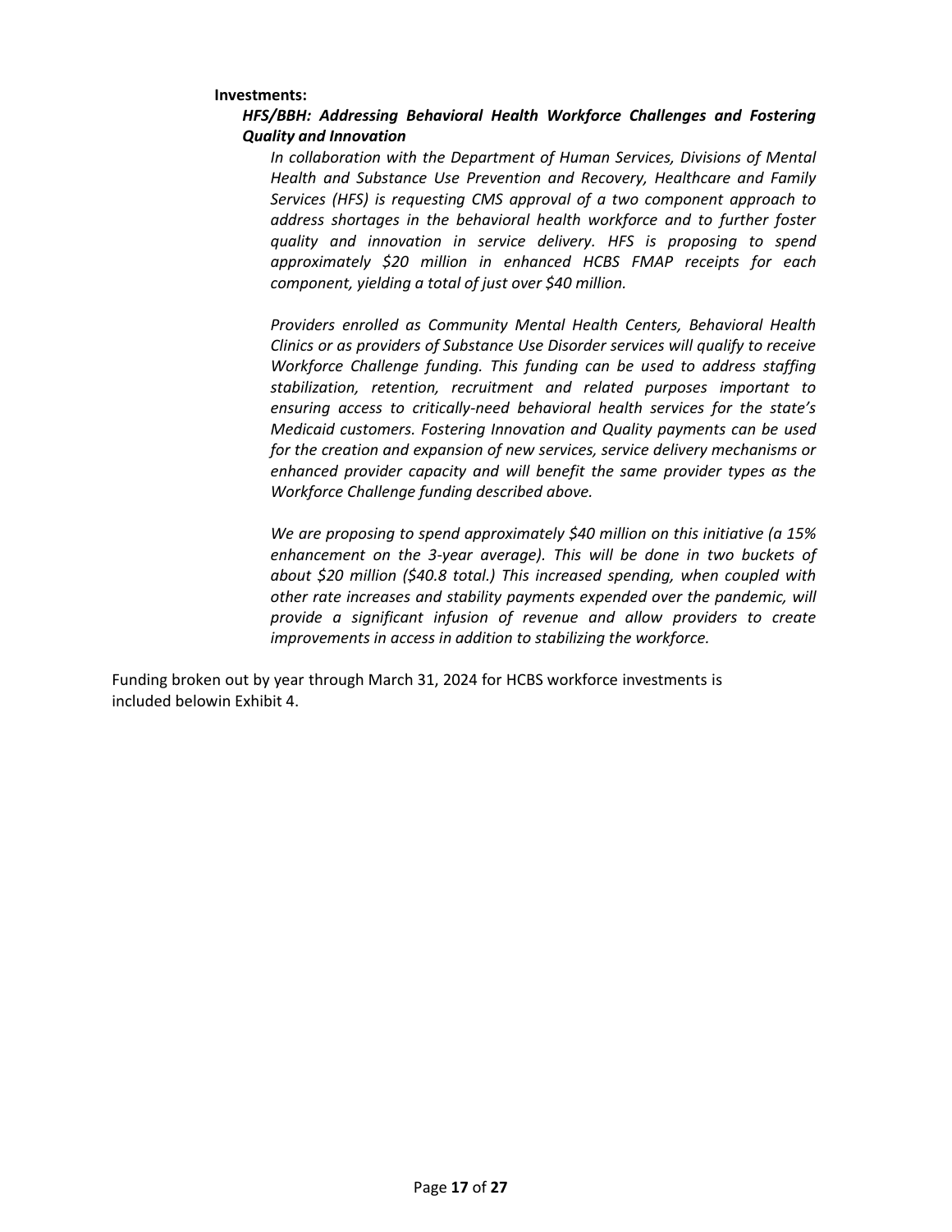**Investments:**

***HFS/BBH: Addressing Behavioral Health Workforce Challenges and Fostering Quality and Innovation***

*In collaboration with the Department of Human Services, Divisions of Mental Health and Substance Use Prevention and Recovery, Healthcare and Family Services (HFS) is requesting CMS approval of a two component approach to address shortages in the behavioral health workforce and to further foster quality and innovation in service delivery. HFS is proposing to spend approximately $20 million in enhanced HCBS FMAP receipts for each component, yielding a total of just over $40 million.*

*Providers enrolled as Community Mental Health Centers, Behavioral Health Clinics or as providers of Substance Use Disorder services will qualify to receive Workforce Challenge funding. This funding can be used to address staffing stabilization, retention, recruitment and related purposes important to ensuring access to critically-need behavioral health services for the state's Medicaid customers. Fostering Innovation and Quality payments can be used for the creation and expansion of new services, service delivery mechanisms or enhanced provider capacity and will benefit the same provider types as the Workforce Challenge funding described above.*

*We are proposing to spend approximately $40 million on this initiative (a 15% enhancement on the 3-year average). This will be done in two buckets of about $20 million ($40.8 total.) This increased spending, when coupled with other rate increases and stability payments expended over the pandemic, will provide a significant infusion of revenue and allow providers to create improvements in access in addition to stabilizing the workforce.*

Funding broken out by year through March 31, 2024 for HCBS workforce investments is included belowin Exhibit 4.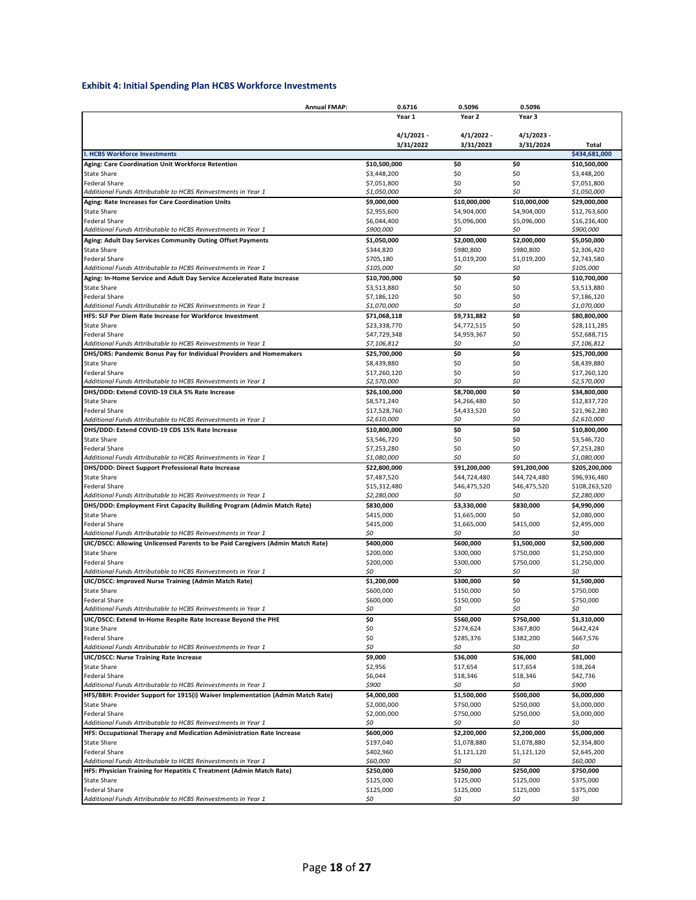### Exhibit 4: Initial Spending Plan HCBS Workforce Investments

| Annual FMAP: | 0.6716 | 0.5096 | 0.5096 | |
|---|---|---|---|---|
| | Year 1 | Year 2 | Year 3 | |
| | 4/1/2021 - 3/31/2022 | 4/1/2022 - 3/31/2023 | 4/1/2023 - 3/31/2024 | Total |
| **I. HCBS Workforce Investments** | | | | **$434,681,000** |
| **Aging: Care Coordination Unit Workforce Retention** | **$10,500,000** | **$0** | **$0** | **$10,500,000** |
| State Share | $3,448,200 | $0 | $0 | $3,448,200 |
| Federal Share | $7,051,800 | $0 | $0 | $7,051,800 |
| *Additional Funds Attributable to HCBS Reinvestments in Year 1* | *$1,050,000* | *$0* | *$0* | *$1,050,000* |
| **Aging: Rate Increases for Care Coordination Units** | **$9,000,000** | **$10,000,000** | **$10,000,000** | **$29,000,000** |
| State Share | $2,955,600 | $4,904,000 | $4,904,000 | $12,763,600 |
| Federal Share | $6,044,400 | $5,096,000 | $5,096,000 | $16,236,400 |
| *Additional Funds Attributable to HCBS Reinvestments in Year 1* | *$900,000* | *$0* | *$0* | *$900,000* |
| **Aging: Adult Day Services Community Outing Offset Payments** | **$1,050,000** | **$2,000,000** | **$2,000,000** | **$5,050,000** |
| State Share | $344,820 | $980,800 | $980,800 | $2,306,420 |
| Federal Share | $705,180 | $1,019,200 | $1,019,200 | $2,743,580 |
| *Additional Funds Attributable to HCBS Reinvestments in Year 1* | *$105,000* | *$0* | *$0* | *$105,000* |
| **Aging: In-Home Service and Adult Day Service Accelerated Rate Increase** | **$10,700,000** | **$0** | **$0** | **$10,700,000** |
| State Share | $3,513,880 | $0 | $0 | $3,513,880 |
| Federal Share | $7,186,120 | $0 | $0 | $7,186,120 |
| *Additional Funds Attributable to HCBS Reinvestments in Year 1* | *$1,070,000* | *$0* | *$0* | *$1,070,000* |
| **HFS: SLF Per Diem Rate Increase for Workforce Investment** | **$71,068,118** | **$9,731,882** | **$0** | **$80,800,000** |
| State Share | $23,338,770 | $4,772,515 | $0 | $28,111,285 |
| Federal Share | $47,729,348 | $4,959,367 | $0 | $52,688,715 |
| *Additional Funds Attributable to HCBS Reinvestments in Year 1* | *$7,106,812* | *$0* | *$0* | *$7,106,812* |
| **DHS/DRS: Pandemic Bonus Pay for Individual Providers and Homemakers** | **$25,700,000** | **$0** | **$0** | **$25,700,000** |
| State Share | $8,439,880 | $0 | $0 | $8,439,880 |
| Federal Share | $17,260,120 | $0 | $0 | $17,260,120 |
| *Additional Funds Attributable to HCBS Reinvestments in Year 1* | *$2,570,000* | *$0* | *$0* | *$2,570,000* |
| **DHS/DDD: Extend COVID-19 CILA 5% Rate Increase** | **$26,100,000** | **$8,700,000** | **$0** | **$34,800,000** |
| State Share | $8,571,240 | $4,266,480 | $0 | $12,837,720 |
| Federal Share | $17,528,760 | $4,433,520 | $0 | $21,962,280 |
| *Additional Funds Attributable to HCBS Reinvestments in Year 1* | *$2,610,000* | *$0* | *$0* | *$2,610,000* |
| **DHS/DDD: Extend COVID-19 CDS 15% Rate Increase** | **$10,800,000** | **$0** | **$0** | **$10,800,000** |
| State Share | $3,546,720 | $0 | $0 | $3,546,720 |
| Federal Share | $7,253,280 | $0 | $0 | $7,253,280 |
| *Additional Funds Attributable to HCBS Reinvestments in Year 1* | *$1,080,000* | *$0* | *$0* | *$1,080,000* |
| **DHS/DDD: Direct Support Professional Rate Increase** | **$22,800,000** | **$91,200,000** | **$91,200,000** | **$205,200,000** |
| State Share | $7,487,520 | $44,724,480 | $44,724,480 | $96,936,480 |
| Federal Share | $15,312,480 | $46,475,520 | $46,475,520 | $108,263,520 |
| *Additional Funds Attributable to HCBS Reinvestments in Year 1* | *$2,280,000* | *$0* | *$0* | *$2,280,000* |
| **DHS/DDD: Employment First Capacity Building Program (Admin Match Rate)** | **$830,000** | **$3,330,000** | **$830,000** | **$4,990,000** |
| State Share | $415,000 | $1,665,000 | $0 | $2,080,000 |
| Federal Share | $415,000 | $1,665,000 | $415,000 | $2,495,000 |
| *Additional Funds Attributable to HCBS Reinvestments in Year 1* | *$0* | *$0* | *$0* | *$0* |
| **UIC/DSCC: Allowing Unlicensed Parents to be Paid Caregivers (Admin Match Rate)** | **$400,000** | **$600,000** | **$1,500,000** | **$2,500,000** |
| State Share | $200,000 | $300,000 | $750,000 | $1,250,000 |
| Federal Share | $200,000 | $300,000 | $750,000 | $1,250,000 |
| *Additional Funds Attributable to HCBS Reinvestments in Year 1* | *$0* | *$0* | *$0* | *$0* |
| **UIC/DSCC: Improved Nurse Training (Admin Match Rate)** | **$1,200,000** | **$300,000** | **$0** | **$1,500,000** |
| State Share | $600,000 | $150,000 | $0 | $750,000 |
| Federal Share | $600,000 | $150,000 | $0 | $750,000 |
| *Additional Funds Attributable to HCBS Reinvestments in Year 1* | *$0* | *$0* | *$0* | *$0* |
| **UIC/DSCC: Extend In-Home Respite Rate Increase Beyond the PHE** | **$0** | **$560,000** | **$750,000** | **$1,310,000** |
| State Share | $0 | $274,624 | $367,800 | $642,424 |
| Federal Share | $0 | $285,376 | $382,200 | $667,576 |
| *Additional Funds Attributable to HCBS Reinvestments in Year 1* | *$0* | *$0* | *$0* | *$0* |
| **UIC/DSCC: Nurse Training Rate Increase** | **$9,000** | **$36,000** | **$36,000** | **$81,000** |
| State Share | $2,956 | $17,654 | $17,654 | $38,264 |
| Federal Share | $6,044 | $18,346 | $18,346 | $42,736 |
| *Additional Funds Attributable to HCBS Reinvestments in Year 1* | *$900* | *$0* | *$0* | *$900* |
| **HFS/BBH: Provider Support for 1915(i) Waiver Implementation (Admin Match Rate)** | **$4,000,000** | **$1,500,000** | **$500,000** | **$6,000,000** |
| State Share | $2,000,000 | $750,000 | $250,000 | $3,000,000 |
| Federal Share | $2,000,000 | $750,000 | $250,000 | $3,000,000 |
| *Additional Funds Attributable to HCBS Reinvestments in Year 1* | *$0* | *$0* | *$0* | *$0* |
| **HFS: Occupational Therapy and Medication Administration Rate Increase** | **$600,000** | **$2,200,000** | **$2,200,000** | **$5,000,000** |
| State Share | $197,040 | $1,078,880 | $1,078,880 | $2,354,800 |
| Federal Share | $402,960 | $1,121,120 | $1,121,120 | $2,645,200 |
| *Additional Funds Attributable to HCBS Reinvestments in Year 1* | *$60,000* | *$0* | *$0* | *$60,000* |
| **HFS: Physician Training for Hepatitis C Treatment (Admin Match Rate)** | **$250,000** | **$250,000** | **$250,000** | **$750,000** |
| State Share | $125,000 | $125,000 | $125,000 | $375,000 |
| Federal Share | $125,000 | $125,000 | $125,000 | $375,000 |
| *Additional Funds Attributable to HCBS Reinvestments in Year 1* | *$0* | *$0* | *$0* | *$0* |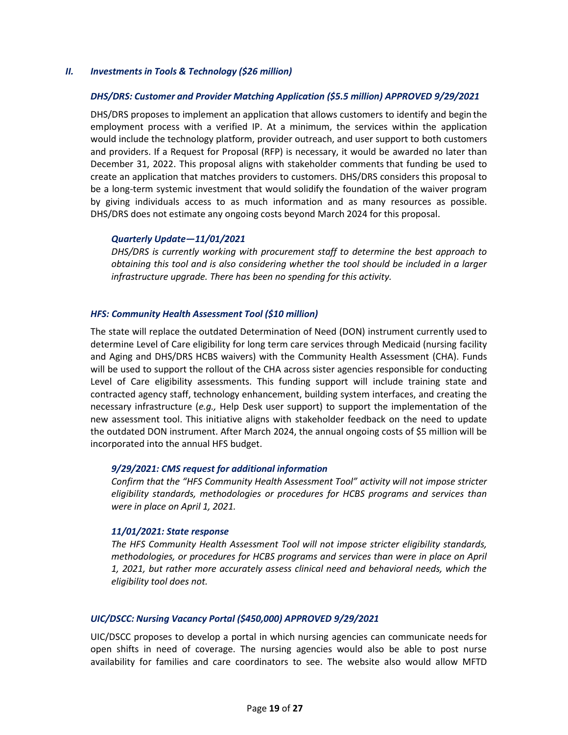## *II. Investments in Tools & Technology ($26 million)*

### *DHS/DRS: Customer and Provider Matching Application ($5.5 million) APPROVED 9/29/2021*

DHS/DRS proposes to implement an application that allows customers to identify and begin the employment process with a verified IP. At a minimum, the services within the application would include the technology platform, provider outreach, and user support to both customers and providers. If a Request for Proposal (RFP) is necessary, it would be awarded no later than December 31, 2022. This proposal aligns with stakeholder comments that funding be used to create an application that matches providers to customers. DHS/DRS considers this proposal to be a long-term systemic investment that would solidify the foundation of the waiver program by giving individuals access to as much information and as many resources as possible. DHS/DRS does not estimate any ongoing costs beyond March 2024 for this proposal.

#### *Quarterly Update—11/01/2021*

*DHS/DRS is currently working with procurement staff to determine the best approach to obtaining this tool and is also considering whether the tool should be included in a larger infrastructure upgrade. There has been no spending for this activity.*

### *HFS: Community Health Assessment Tool ($10 million)*

The state will replace the outdated Determination of Need (DON) instrument currently used to determine Level of Care eligibility for long term care services through Medicaid (nursing facility and Aging and DHS/DRS HCBS waivers) with the Community Health Assessment (CHA). Funds will be used to support the rollout of the CHA across sister agencies responsible for conducting Level of Care eligibility assessments. This funding support will include training state and contracted agency staff, technology enhancement, building system interfaces, and creating the necessary infrastructure (*e.g.,* Help Desk user support) to support the implementation of the new assessment tool. This initiative aligns with stakeholder feedback on the need to update the outdated DON instrument. After March 2024, the annual ongoing costs of $5 million will be incorporated into the annual HFS budget.

#### *9/29/2021: CMS request for additional information*

*Confirm that the "HFS Community Health Assessment Tool" activity will not impose stricter eligibility standards, methodologies or procedures for HCBS programs and services than were in place on April 1, 2021.*

#### *11/01/2021: State response*

*The HFS Community Health Assessment Tool will not impose stricter eligibility standards, methodologies, or procedures for HCBS programs and services than were in place on April 1, 2021, but rather more accurately assess clinical need and behavioral needs, which the eligibility tool does not.*

### *UIC/DSCC: Nursing Vacancy Portal ($450,000) APPROVED 9/29/2021*

UIC/DSCC proposes to develop a portal in which nursing agencies can communicate needs for open shifts in need of coverage. The nursing agencies would also be able to post nurse availability for families and care coordinators to see. The website also would allow MFTD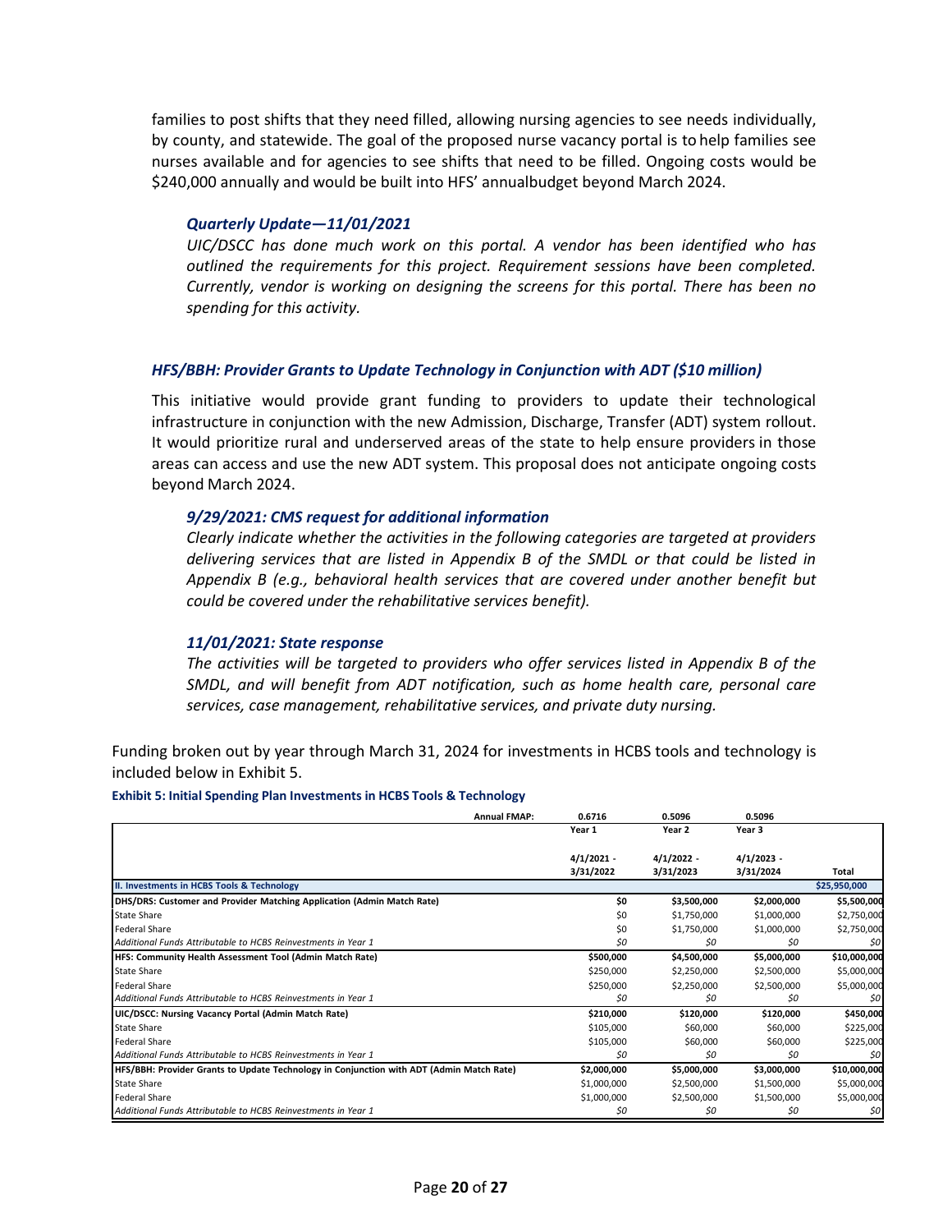families to post shifts that they need filled, allowing nursing agencies to see needs individually, by county, and statewide. The goal of the proposed nurse vacancy portal is to help families see nurses available and for agencies to see shifts that need to be filled. Ongoing costs would be $240,000 annually and would be built into HFS' annualbudget beyond March 2024.

#### *Quarterly Update—11/01/2021*

*UIC/DSCC has done much work on this portal. A vendor has been identified who has outlined the requirements for this project. Requirement sessions have been completed. Currently, vendor is working on designing the screens for this portal. There has been no spending for this activity.*

### *HFS/BBH: Provider Grants to Update Technology in Conjunction with ADT ($10 million)*

This initiative would provide grant funding to providers to update their technological infrastructure in conjunction with the new Admission, Discharge, Transfer (ADT) system rollout. It would prioritize rural and underserved areas of the state to help ensure providers in those areas can access and use the new ADT system. This proposal does not anticipate ongoing costs beyond March 2024.

#### *9/29/2021: CMS request for additional information*

*Clearly indicate whether the activities in the following categories are targeted at providers delivering services that are listed in Appendix B of the SMDL or that could be listed in Appendix B (e.g., behavioral health services that are covered under another benefit but could be covered under the rehabilitative services benefit).*

#### *11/01/2021: State response*

*The activities will be targeted to providers who offer services listed in Appendix B of the SMDL, and will benefit from ADT notification, such as home health care, personal care services, case management, rehabilitative services, and private duty nursing.*

Funding broken out by year through March 31, 2024 for investments in HCBS tools and technology is included below in Exhibit 5.

**Exhibit 5: Initial Spending Plan Investments in HCBS Tools & Technology**

| Annual FMAP: | 0.6716 | 0.5096 | 0.5096 | |
|---|---|---|---|---|
| | Year 1<br>4/1/2021 - 3/31/2022 | Year 2<br>4/1/2022 - 3/31/2023 | Year 3<br>4/1/2023 - 3/31/2024 | Total |
| **II. Investments in HCBS Tools & Technology** | | | | **$25,950,000** |
| **DHS/DRS: Customer and Provider Matching Application (Admin Match Rate)** | **$0** | **$3,500,000** | **$2,000,000** | **$5,500,000** |
| State Share | $0 | $1,750,000 | $1,000,000 | $2,750,000 |
| Federal Share | $0 | $1,750,000 | $1,000,000 | $2,750,000 |
| *Additional Funds Attributable to HCBS Reinvestments in Year 1* | *$0* | *$0* | *$0* | *$0* |
| **HFS: Community Health Assessment Tool (Admin Match Rate)** | **$500,000** | **$4,500,000** | **$5,000,000** | **$10,000,000** |
| State Share | $250,000 | $2,250,000 | $2,500,000 | $5,000,000 |
| Federal Share | $250,000 | $2,250,000 | $2,500,000 | $5,000,000 |
| *Additional Funds Attributable to HCBS Reinvestments in Year 1* | *$0* | *$0* | *$0* | *$0* |
| **UIC/DSCC: Nursing Vacancy Portal (Admin Match Rate)** | **$210,000** | **$120,000** | **$120,000** | **$450,000** |
| State Share | $105,000 | $60,000 | $60,000 | $225,000 |
| Federal Share | $105,000 | $60,000 | $60,000 | $225,000 |
| *Additional Funds Attributable to HCBS Reinvestments in Year 1* | *$0* | *$0* | *$0* | *$0* |
| **HFS/BBH: Provider Grants to Update Technology in Conjunction with ADT (Admin Match Rate)** | **$2,000,000** | **$5,000,000** | **$3,000,000** | **$10,000,000** |
| State Share | $1,000,000 | $2,500,000 | $1,500,000 | $5,000,000 |
| Federal Share | $1,000,000 | $2,500,000 | $1,500,000 | $5,000,000 |
| *Additional Funds Attributable to HCBS Reinvestments in Year 1* | *$0* | *$0* | *$0* | *$0* |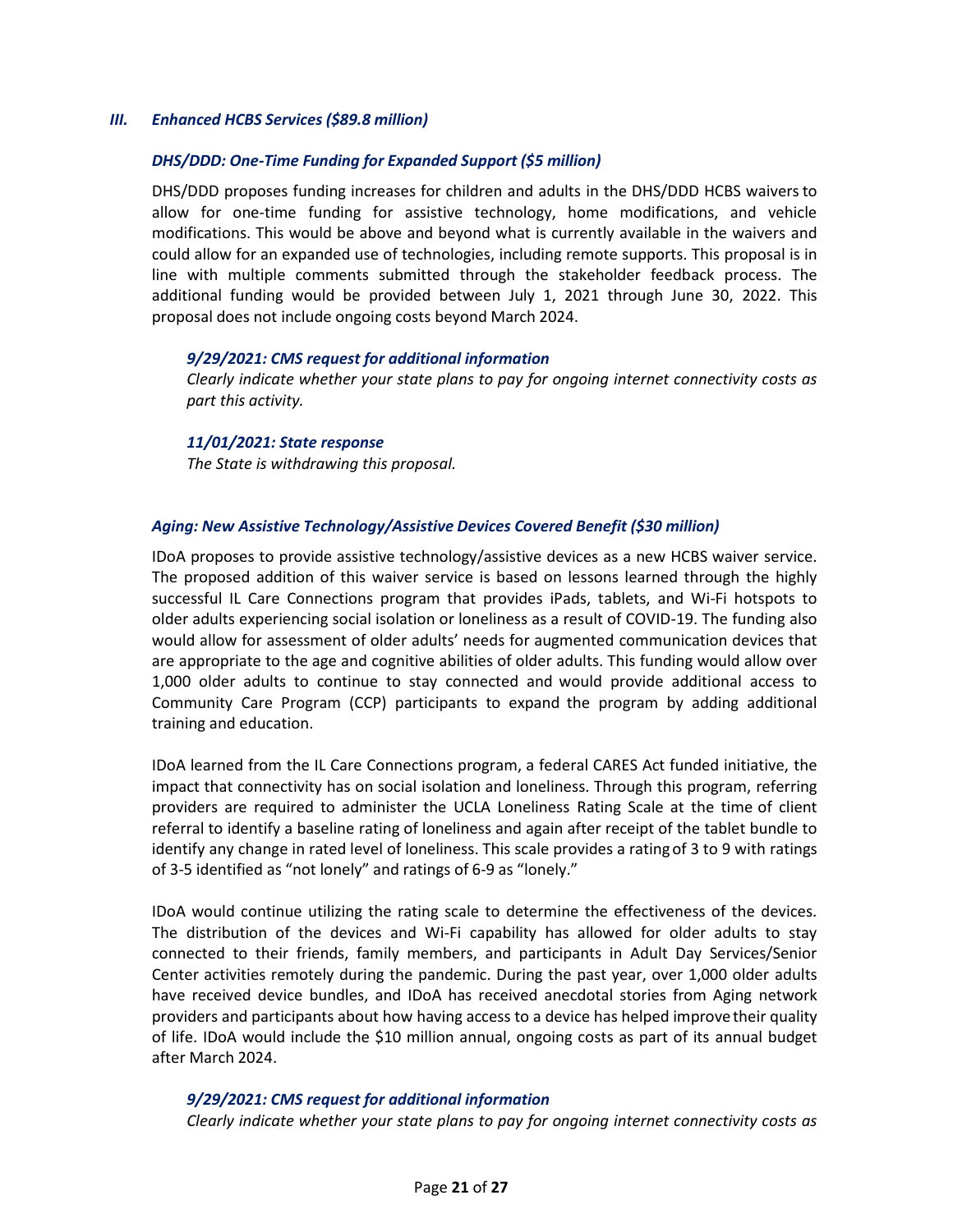### *III. Enhanced HCBS Services ($89.8 million)*

#### *DHS/DDD: One-Time Funding for Expanded Support ($5 million)*

DHS/DDD proposes funding increases for children and adults in the DHS/DDD HCBS waivers to allow for one-time funding for assistive technology, home modifications, and vehicle modifications. This would be above and beyond what is currently available in the waivers and could allow for an expanded use of technologies, including remote supports. This proposal is in line with multiple comments submitted through the stakeholder feedback process. The additional funding would be provided between July 1, 2021 through June 30, 2022. This proposal does not include ongoing costs beyond March 2024.

***9/29/2021: CMS request for additional information***
*Clearly indicate whether your state plans to pay for ongoing internet connectivity costs as part this activity.*

***11/01/2021: State response***
*The State is withdrawing this proposal.*

#### *Aging: New Assistive Technology/Assistive Devices Covered Benefit ($30 million)*

IDoA proposes to provide assistive technology/assistive devices as a new HCBS waiver service. The proposed addition of this waiver service is based on lessons learned through the highly successful IL Care Connections program that provides iPads, tablets, and Wi-Fi hotspots to older adults experiencing social isolation or loneliness as a result of COVID-19. The funding also would allow for assessment of older adults' needs for augmented communication devices that are appropriate to the age and cognitive abilities of older adults. This funding would allow over 1,000 older adults to continue to stay connected and would provide additional access to Community Care Program (CCP) participants to expand the program by adding additional training and education.

IDoA learned from the IL Care Connections program, a federal CARES Act funded initiative, the impact that connectivity has on social isolation and loneliness. Through this program, referring providers are required to administer the UCLA Loneliness Rating Scale at the time of client referral to identify a baseline rating of loneliness and again after receipt of the tablet bundle to identify any change in rated level of loneliness. This scale provides a rating of 3 to 9 with ratings of 3-5 identified as "not lonely" and ratings of 6-9 as "lonely."

IDoA would continue utilizing the rating scale to determine the effectiveness of the devices. The distribution of the devices and Wi-Fi capability has allowed for older adults to stay connected to their friends, family members, and participants in Adult Day Services/Senior Center activities remotely during the pandemic. During the past year, over 1,000 older adults have received device bundles, and IDoA has received anecdotal stories from Aging network providers and participants about how having access to a device has helped improve their quality of life. IDoA would include the $10 million annual, ongoing costs as part of its annual budget after March 2024.

***9/29/2021: CMS request for additional information***
*Clearly indicate whether your state plans to pay for ongoing internet connectivity costs as*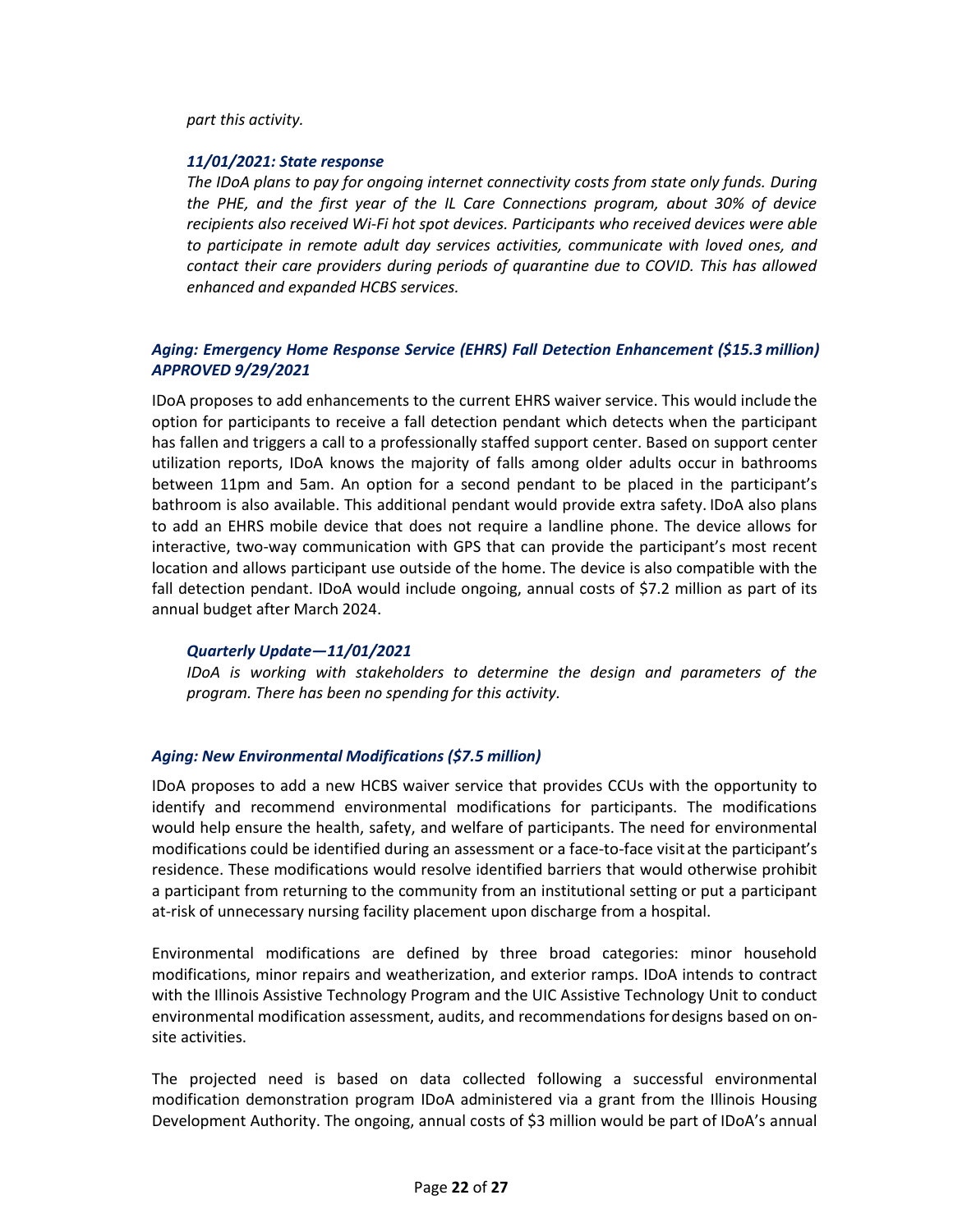*part this activity.*

***11/01/2021: State response***

*The IDoA plans to pay for ongoing internet connectivity costs from state only funds. During the PHE, and the first year of the IL Care Connections program, about 30% of device recipients also received Wi-Fi hot spot devices. Participants who received devices were able to participate in remote adult day services activities, communicate with loved ones, and contact their care providers during periods of quarantine due to COVID. This has allowed enhanced and expanded HCBS services.*

### *Aging: Emergency Home Response Service (EHRS) Fall Detection Enhancement ($15.3 million) APPROVED 9/29/2021*

IDoA proposes to add enhancements to the current EHRS waiver service. This would include the option for participants to receive a fall detection pendant which detects when the participant has fallen and triggers a call to a professionally staffed support center. Based on support center utilization reports, IDoA knows the majority of falls among older adults occur in bathrooms between 11pm and 5am. An option for a second pendant to be placed in the participant's bathroom is also available. This additional pendant would provide extra safety. IDoA also plans to add an EHRS mobile device that does not require a landline phone. The device allows for interactive, two-way communication with GPS that can provide the participant's most recent location and allows participant use outside of the home. The device is also compatible with the fall detection pendant. IDoA would include ongoing, annual costs of $7.2 million as part of its annual budget after March 2024.

***Quarterly Update—11/01/2021***

*IDoA is working with stakeholders to determine the design and parameters of the program. There has been no spending for this activity.*

### *Aging: New Environmental Modifications ($7.5 million)*

IDoA proposes to add a new HCBS waiver service that provides CCUs with the opportunity to identify and recommend environmental modifications for participants. The modifications would help ensure the health, safety, and welfare of participants. The need for environmental modifications could be identified during an assessment or a face-to-face visit at the participant's residence. These modifications would resolve identified barriers that would otherwise prohibit a participant from returning to the community from an institutional setting or put a participant at-risk of unnecessary nursing facility placement upon discharge from a hospital.

Environmental modifications are defined by three broad categories: minor household modifications, minor repairs and weatherization, and exterior ramps. IDoA intends to contract with the Illinois Assistive Technology Program and the UIC Assistive Technology Unit to conduct environmental modification assessment, audits, and recommendations for designs based on on-site activities.

The projected need is based on data collected following a successful environmental modification demonstration program IDoA administered via a grant from the Illinois Housing Development Authority. The ongoing, annual costs of $3 million would be part of IDoA's annual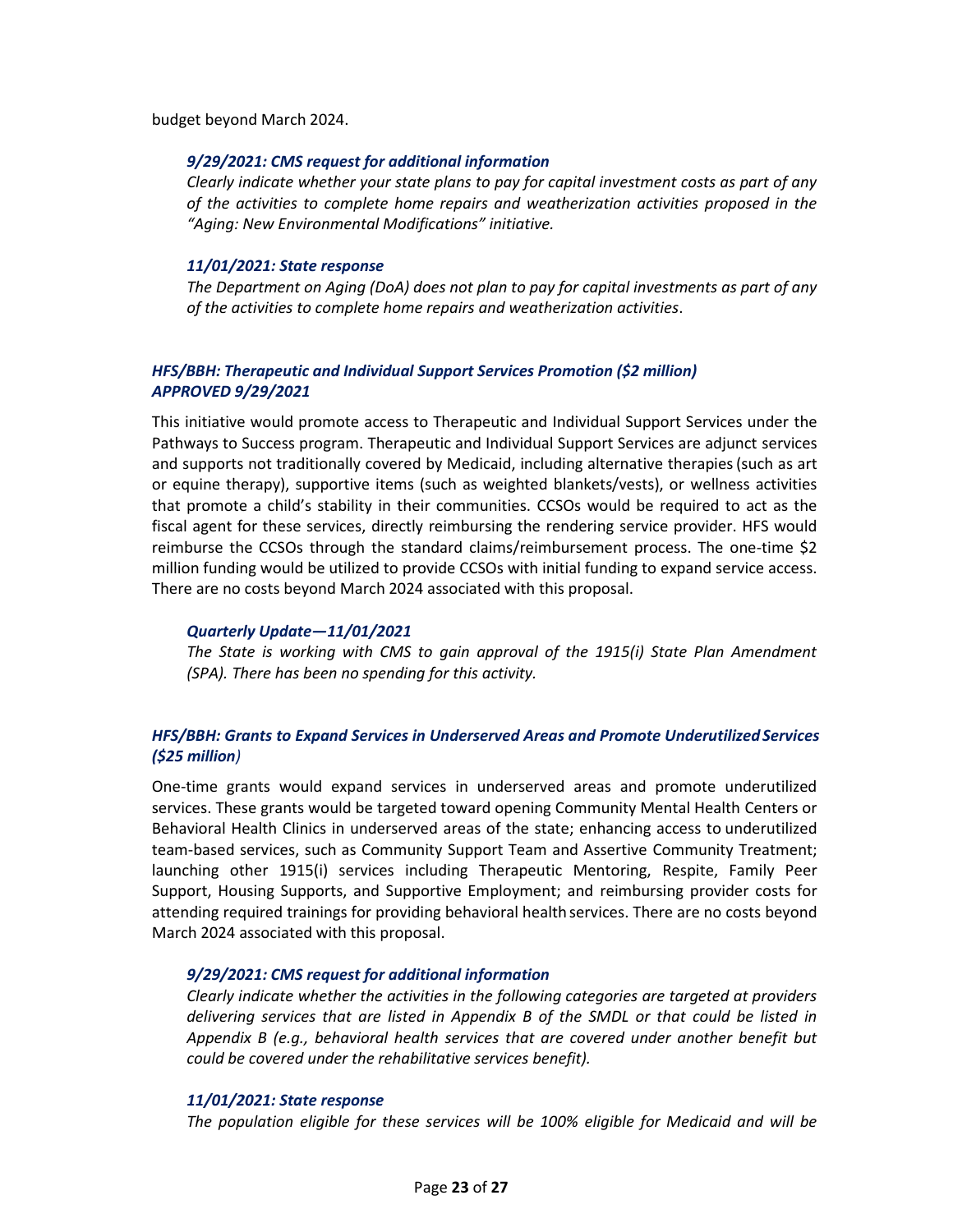budget beyond March 2024.

> ***9/29/2021: CMS request for additional information***
>
> *Clearly indicate whether your state plans to pay for capital investment costs as part of any of the activities to complete home repairs and weatherization activities proposed in the "Aging: New Environmental Modifications" initiative.*
>
> ***11/01/2021: State response***
>
> *The Department on Aging (DoA) does not plan to pay for capital investments as part of any of the activities to complete home repairs and weatherization activities*.

### *HFS/BBH: Therapeutic and Individual Support Services Promotion ($2 million) APPROVED 9/29/2021*

This initiative would promote access to Therapeutic and Individual Support Services under the Pathways to Success program. Therapeutic and Individual Support Services are adjunct services and supports not traditionally covered by Medicaid, including alternative therapies (such as art or equine therapy), supportive items (such as weighted blankets/vests), or wellness activities that promote a child's stability in their communities. CCSOs would be required to act as the fiscal agent for these services, directly reimbursing the rendering service provider. HFS would reimburse the CCSOs through the standard claims/reimbursement process. The one-time $2 million funding would be utilized to provide CCSOs with initial funding to expand service access. There are no costs beyond March 2024 associated with this proposal.

> ***Quarterly Update—11/01/2021***
>
> *The State is working with CMS to gain approval of the 1915(i) State Plan Amendment (SPA). There has been no spending for this activity.*

### *HFS/BBH: Grants to Expand Services in Underserved Areas and Promote Underutilized Services ($25 million)*

One-time grants would expand services in underserved areas and promote underutilized services. These grants would be targeted toward opening Community Mental Health Centers or Behavioral Health Clinics in underserved areas of the state; enhancing access to underutilized team-based services, such as Community Support Team and Assertive Community Treatment; launching other 1915(i) services including Therapeutic Mentoring, Respite, Family Peer Support, Housing Supports, and Supportive Employment; and reimbursing provider costs for attending required trainings for providing behavioral health services. There are no costs beyond March 2024 associated with this proposal.

> ***9/29/2021: CMS request for additional information***
>
> *Clearly indicate whether the activities in the following categories are targeted at providers delivering services that are listed in Appendix B of the SMDL or that could be listed in Appendix B (e.g., behavioral health services that are covered under another benefit but could be covered under the rehabilitative services benefit).*
>
> ***11/01/2021: State response***
>
> *The population eligible for these services will be 100% eligible for Medicaid and will be*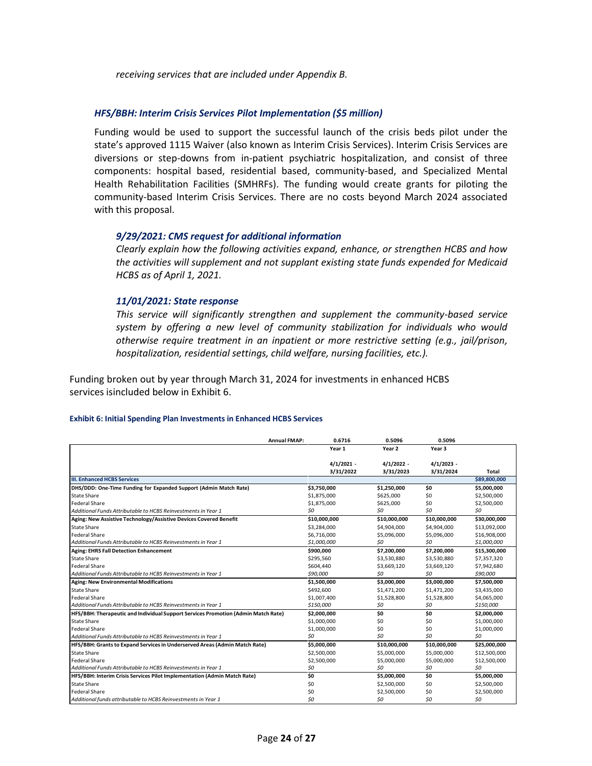*receiving services that are included under Appendix B.*

### *HFS/BBH: Interim Crisis Services Pilot Implementation ($5 million)*

Funding would be used to support the successful launch of the crisis beds pilot under the state's approved 1115 Waiver (also known as Interim Crisis Services). Interim Crisis Services are diversions or step-downs from in-patient psychiatric hospitalization, and consist of three components: hospital based, residential based, community-based, and Specialized Mental Health Rehabilitation Facilities (SMHRFs). The funding would create grants for piloting the community-based Interim Crisis Services. There are no costs beyond March 2024 associated with this proposal.

#### *9/29/2021: CMS request for additional information*

*Clearly explain how the following activities expand, enhance, or strengthen HCBS and how the activities will supplement and not supplant existing state funds expended for Medicaid HCBS as of April 1, 2021.*

#### *11/01/2021: State response*

*This service will significantly strengthen and supplement the community-based service system by offering a new level of community stabilization for individuals who would otherwise require treatment in an inpatient or more restrictive setting (e.g., jail/prison, hospitalization, residential settings, child welfare, nursing facilities, etc.).*

Funding broken out by year through March 31, 2024 for investments in enhanced HCBS services isincluded below in Exhibit 6.

**Exhibit 6: Initial Spending Plan Investments in Enhanced HCBS Services**

| Annual FMAP: | 0.6716 | 0.5096 | 0.5096 | |
|---|---|---|---|---|
| | Year 1 | Year 2 | Year 3 | |
| | 4/1/2021 - 3/31/2022 | 4/1/2022 - 3/31/2023 | 4/1/2023 - 3/31/2024 | Total |
| **III. Enhanced HCBS Services** | | | | **$89,800,000** |
| **DHS/DDD: One-Time Funding for Expanded Support (Admin Match Rate)** | **$3,750,000** | **$1,250,000** | **$0** | **$5,000,000** |
| State Share | $1,875,000 | $625,000 | $0 | $2,500,000 |
| Federal Share | $1,875,000 | $625,000 | $0 | $2,500,000 |
| *Additional Funds Attributable to HCBS Reinvestments in Year 1* | *$0* | *$0* | *$0* | *$0* |
| **Aging: New Assistive Technology/Assistive Devices Covered Benefit** | **$10,000,000** | **$10,000,000** | **$10,000,000** | **$30,000,000** |
| State Share | $3,284,000 | $4,904,000 | $4,904,000 | $13,092,000 |
| Federal Share | $6,716,000 | $5,096,000 | $5,096,000 | $16,908,000 |
| *Additional Funds Attributable to HCBS Reinvestments in Year 1* | *$1,000,000* | *$0* | *$0* | *$1,000,000* |
| **Aging: EHRS Fall Detection Enhancement** | **$900,000** | **$7,200,000** | **$7,200,000** | **$15,300,000** |
| State Share | $295,560 | $3,530,880 | $3,530,880 | $7,357,320 |
| Federal Share | $604,440 | $3,669,120 | $3,669,120 | $7,942,680 |
| *Additional Funds Attributable to HCBS Reinvestments in Year 1* | *$90,000* | *$0* | *$0* | *$90,000* |
| **Aging: New Environmental Modifications** | **$1,500,000** | **$3,000,000** | **$3,000,000** | **$7,500,000** |
| State Share | $492,600 | $1,471,200 | $1,471,200 | $3,435,000 |
| Federal Share | $1,007,400 | $1,528,800 | $1,528,800 | $4,065,000 |
| *Additional Funds Attributable to HCBS Reinvestments in Year 1* | *$150,000* | *$0* | *$0* | *$150,000* |
| **HFS/BBH: Therapeutic and Individual Support Services Promotion (Admin Match Rate)** | **$2,000,000** | **$0** | **$0** | **$2,000,000** |
| State Share | $1,000,000 | $0 | $0 | $1,000,000 |
| Federal Share | $1,000,000 | $0 | $0 | $1,000,000 |
| *Additional Funds Attributable to HCBS Reinvestments in Year 1* | *$0* | *$0* | *$0* | *$0* |
| **HFS/BBH: Grants to Expand Services in Underserved Areas (Admin Match Rate)** | **$5,000,000** | **$10,000,000** | **$10,000,000** | **$25,000,000** |
| State Share | $2,500,000 | $5,000,000 | $5,000,000 | $12,500,000 |
| Federal Share | $2,500,000 | $5,000,000 | $5,000,000 | $12,500,000 |
| *Additional Funds Attributable to HCBS Reinvestments in Year 1* | *$0* | *$0* | *$0* | *$0* |
| **HFS/BBH: Interim Crisis Services Pilot Implementation (Admin Match Rate)** | **$0** | **$5,000,000** | **$0** | **$5,000,000** |
| State Share | $0 | $2,500,000 | $0 | $2,500,000 |
| Federal Share | $0 | $2,500,000 | $0 | $2,500,000 |
| *Additional funds attributable to HCBS Reinvestments in Year 1* | *$0* | *$0* | *$0* | *$0* |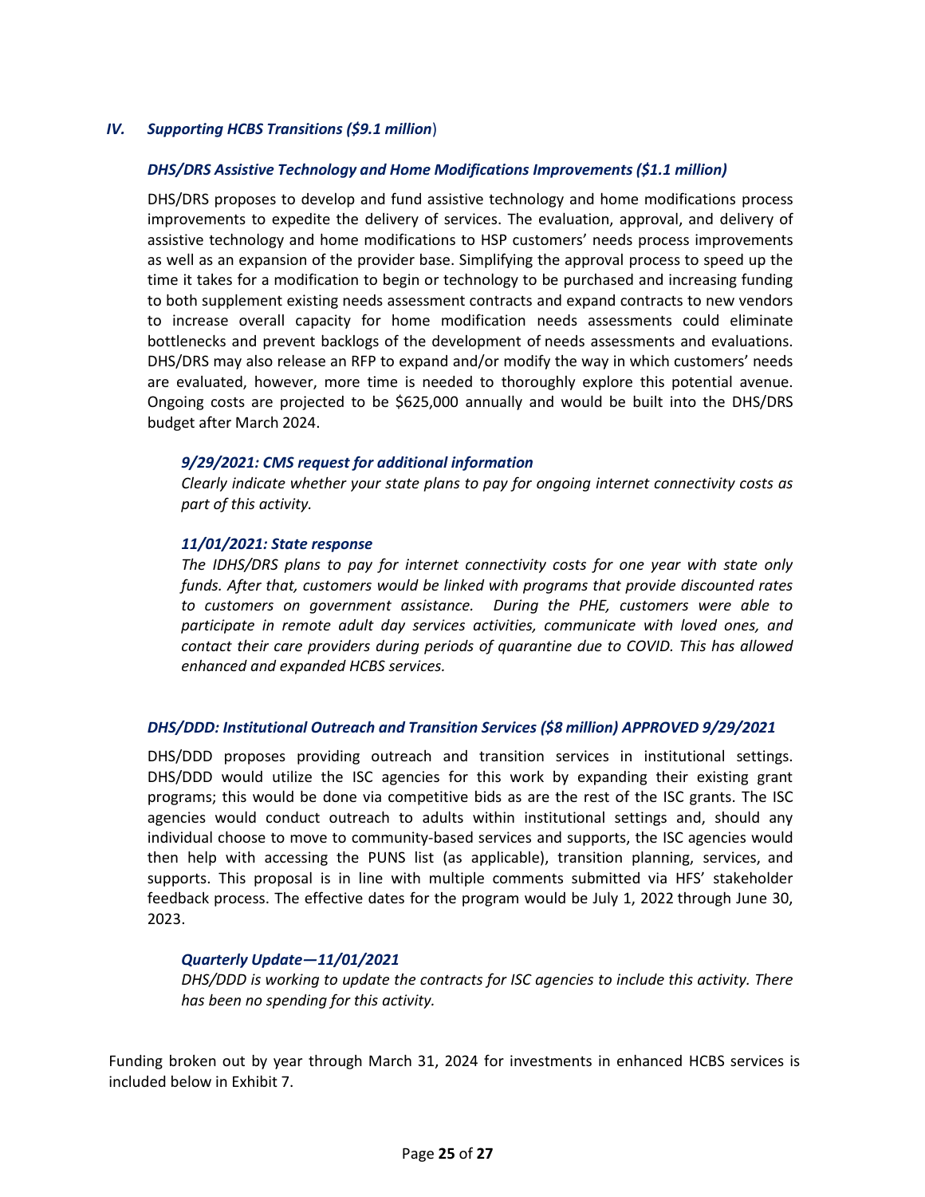### IV. *Supporting HCBS Transitions ($9.1 million*)

#### *DHS/DRS Assistive Technology and Home Modifications Improvements ($1.1 million)*

DHS/DRS proposes to develop and fund assistive technology and home modifications process improvements to expedite the delivery of services. The evaluation, approval, and delivery of assistive technology and home modifications to HSP customers' needs process improvements as well as an expansion of the provider base. Simplifying the approval process to speed up the time it takes for a modification to begin or technology to be purchased and increasing funding to both supplement existing needs assessment contracts and expand contracts to new vendors to increase overall capacity for home modification needs assessments could eliminate bottlenecks and prevent backlogs of the development of needs assessments and evaluations. DHS/DRS may also release an RFP to expand and/or modify the way in which customers' needs are evaluated, however, more time is needed to thoroughly explore this potential avenue. Ongoing costs are projected to be $625,000 annually and would be built into the DHS/DRS budget after March 2024.

***9/29/2021: CMS request for additional information***

*Clearly indicate whether your state plans to pay for ongoing internet connectivity costs as part of this activity.*

***11/01/2021: State response***

*The IDHS/DRS plans to pay for internet connectivity costs for one year with state only funds. After that, customers would be linked with programs that provide discounted rates to customers on government assistance. During the PHE, customers were able to participate in remote adult day services activities, communicate with loved ones, and contact their care providers during periods of quarantine due to COVID. This has allowed enhanced and expanded HCBS services.*

#### *DHS/DDD: Institutional Outreach and Transition Services ($8 million) APPROVED 9/29/2021*

DHS/DDD proposes providing outreach and transition services in institutional settings. DHS/DDD would utilize the ISC agencies for this work by expanding their existing grant programs; this would be done via competitive bids as are the rest of the ISC grants. The ISC agencies would conduct outreach to adults within institutional settings and, should any individual choose to move to community-based services and supports, the ISC agencies would then help with accessing the PUNS list (as applicable), transition planning, services, and supports. This proposal is in line with multiple comments submitted via HFS' stakeholder feedback process. The effective dates for the program would be July 1, 2022 through June 30, 2023.

***Quarterly Update—11/01/2021***

*DHS/DDD is working to update the contracts for ISC agencies to include this activity. There has been no spending for this activity.*

Funding broken out by year through March 31, 2024 for investments in enhanced HCBS services is included below in Exhibit 7.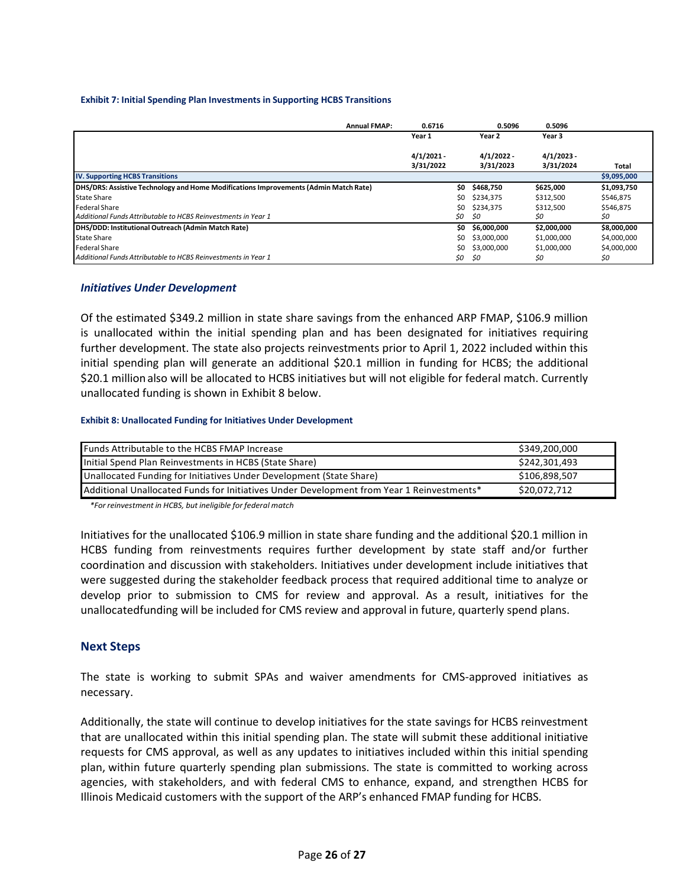**Exhibit 7: Initial Spending Plan Investments in Supporting HCBS Transitions**

| Annual FMAP: | 0.6716 | 0.5096 | 0.5096 | |
|---|---|---|---|---|
| | Year 1 | Year 2 | Year 3 | |
| | 4/1/2021 - 3/31/2022 | 4/1/2022 - 3/31/2023 | 4/1/2023 - 3/31/2024 | Total |
| **IV. Supporting HCBS Transitions** | | | | **$9,095,000** |
| **DHS/DRS: Assistive Technology and Home Modifications Improvements (Admin Match Rate)** | **$0** | **$468,750** | **$625,000** | **$1,093,750** |
| State Share | $0 | $234,375 | $312,500 | $546,875 |
| Federal Share | $0 | $234,375 | $312,500 | $546,875 |
| *Additional Funds Attributable to HCBS Reinvestments in Year 1* | *$0* | *$0* | *$0* | *$0* |
| **DHS/DDD: Institutional Outreach (Admin Match Rate)** | **$0** | **$6,000,000** | **$2,000,000** | **$8,000,000** |
| State Share | $0 | $3,000,000 | $1,000,000 | $4,000,000 |
| Federal Share | $0 | $3,000,000 | $1,000,000 | $4,000,000 |
| *Additional Funds Attributable to HCBS Reinvestments in Year 1* | *$0* | *$0* | *$0* | *$0* |

### *Initiatives Under Development*

Of the estimated $349.2 million in state share savings from the enhanced ARP FMAP, $106.9 million is unallocated within the initial spending plan and has been designated for initiatives requiring further development. The state also projects reinvestments prior to April 1, 2022 included within this initial spending plan will generate an additional $20.1 million in funding for HCBS; the additional $20.1 million also will be allocated to HCBS initiatives but will not eligible for federal match. Currently unallocated funding is shown in Exhibit 8 below.

**Exhibit 8: Unallocated Funding for Initiatives Under Development**

| | |
|---|---|
| Funds Attributable to the HCBS FMAP Increase | $349,200,000 |
| Initial Spend Plan Reinvestments in HCBS (State Share) | $242,301,493 |
| Unallocated Funding for Initiatives Under Development (State Share) | $106,898,507 |
| Additional Unallocated Funds for Initiatives Under Development from Year 1 Reinvestments* | $20,072,712 |

*\*For reinvestment in HCBS, but ineligible for federal match*

Initiatives for the unallocated $106.9 million in state share funding and the additional $20.1 million in HCBS funding from reinvestments requires further development by state staff and/or further coordination and discussion with stakeholders. Initiatives under development include initiatives that were suggested during the stakeholder feedback process that required additional time to analyze or develop prior to submission to CMS for review and approval. As a result, initiatives for the unallocatedfunding will be included for CMS review and approval in future, quarterly spend plans.

## Next Steps

The state is working to submit SPAs and waiver amendments for CMS-approved initiatives as necessary.

Additionally, the state will continue to develop initiatives for the state savings for HCBS reinvestment that are unallocated within this initial spending plan. The state will submit these additional initiative requests for CMS approval, as well as any updates to initiatives included within this initial spending plan, within future quarterly spending plan submissions. The state is committed to working across agencies, with stakeholders, and with federal CMS to enhance, expand, and strengthen HCBS for Illinois Medicaid customers with the support of the ARP's enhanced FMAP funding for HCBS.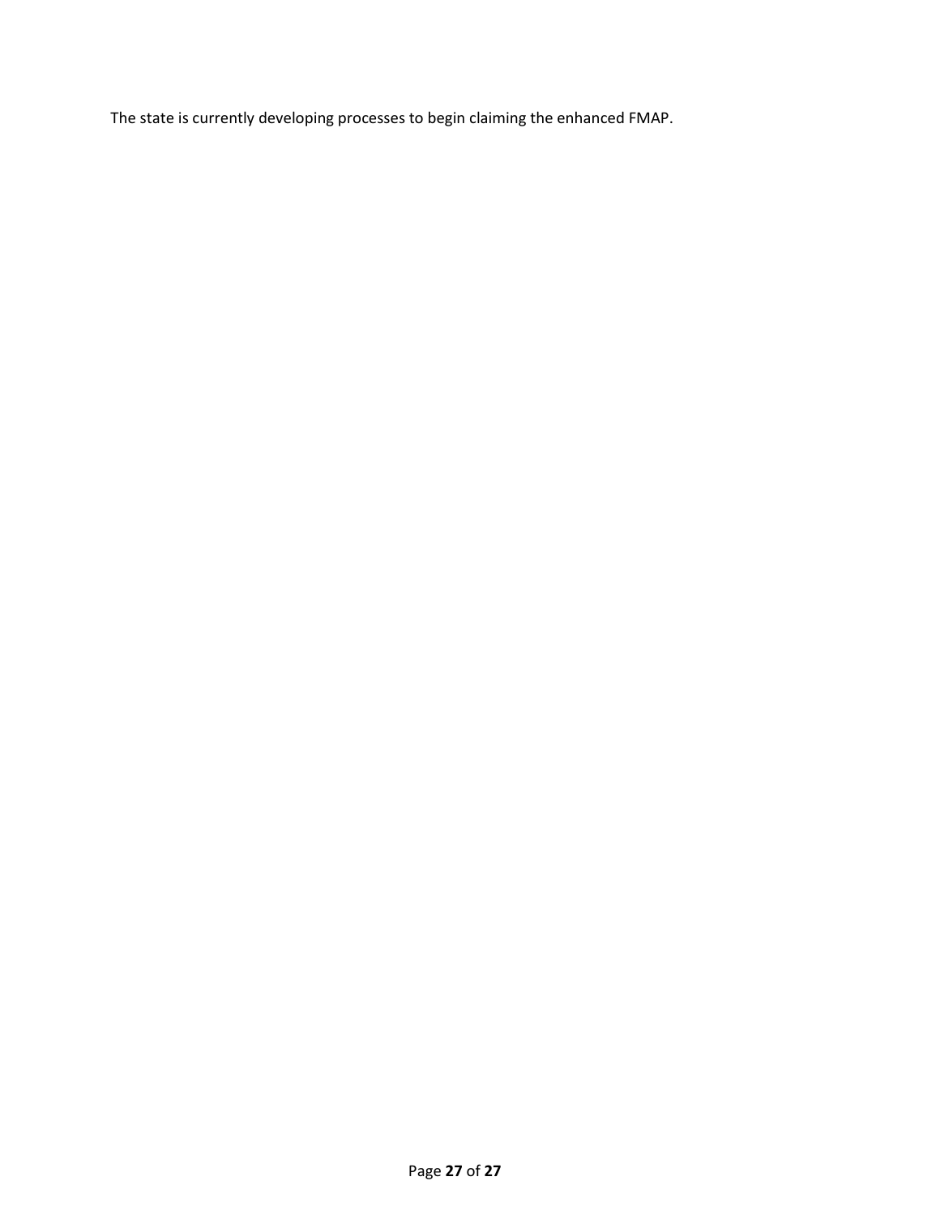The state is currently developing processes to begin claiming the enhanced FMAP.